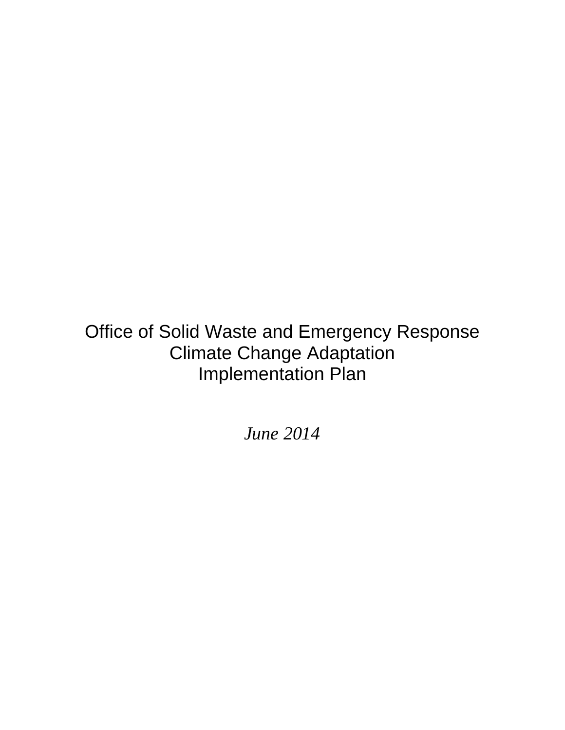# Office of Solid Waste and Emergency Response Climate Change Adaptation Implementation Plan

*June 2014*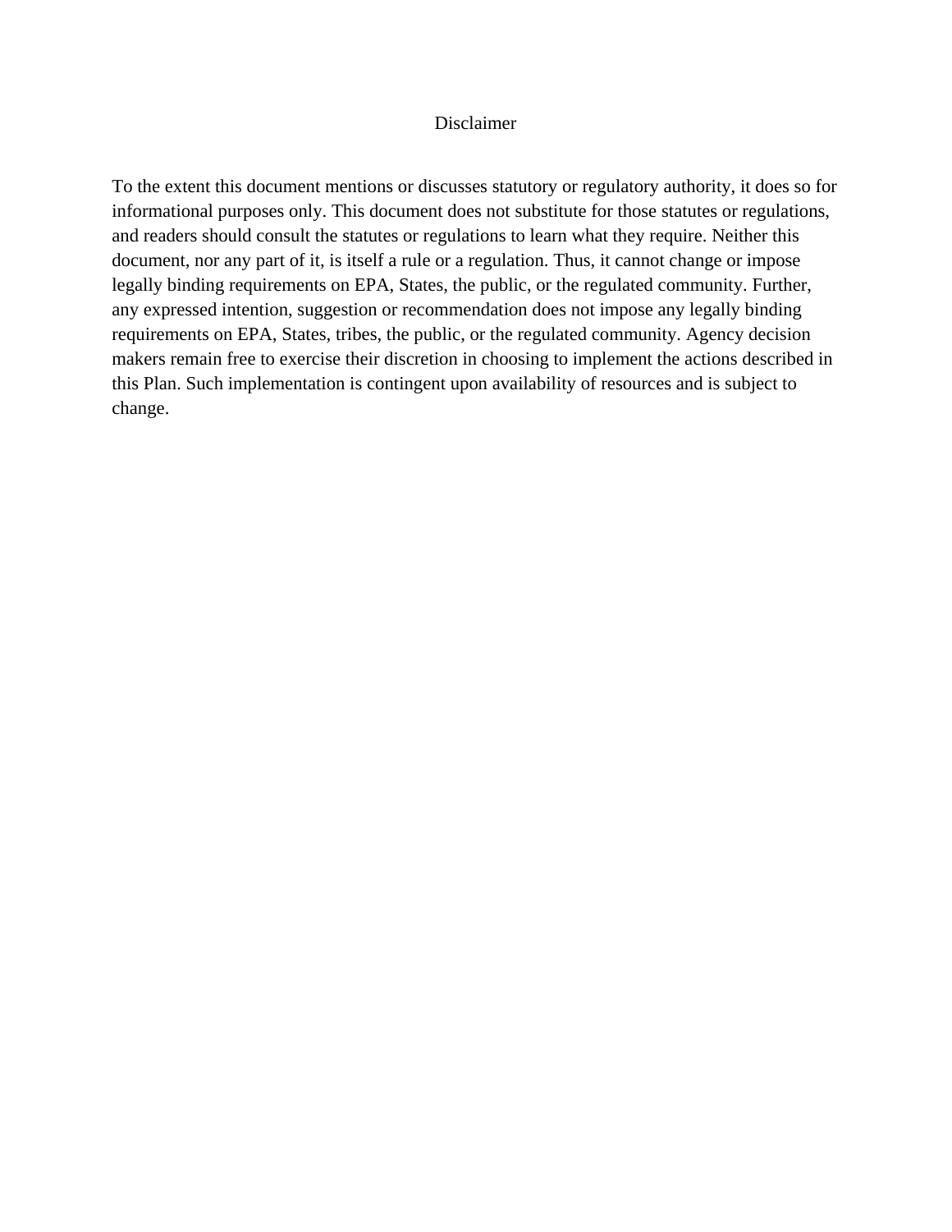# Disclaimer

To the extent this document mentions or discusses statutory or regulatory authority, it does so for informational purposes only. This document does not substitute for those statutes or regulations, and readers should consult the statutes or regulations to learn what they require. Neither this document, nor any part of it, is itself a rule or a regulation. Thus, it cannot change or impose legally binding requirements on EPA, States, the public, or the regulated community. Further, any expressed intention, suggestion or recommendation does not impose any legally binding requirements on EPA, States, tribes, the public, or the regulated community. Agency decision makers remain free to exercise their discretion in choosing to implement the actions described in this Plan. Such implementation is contingent upon availability of resources and is subject to change.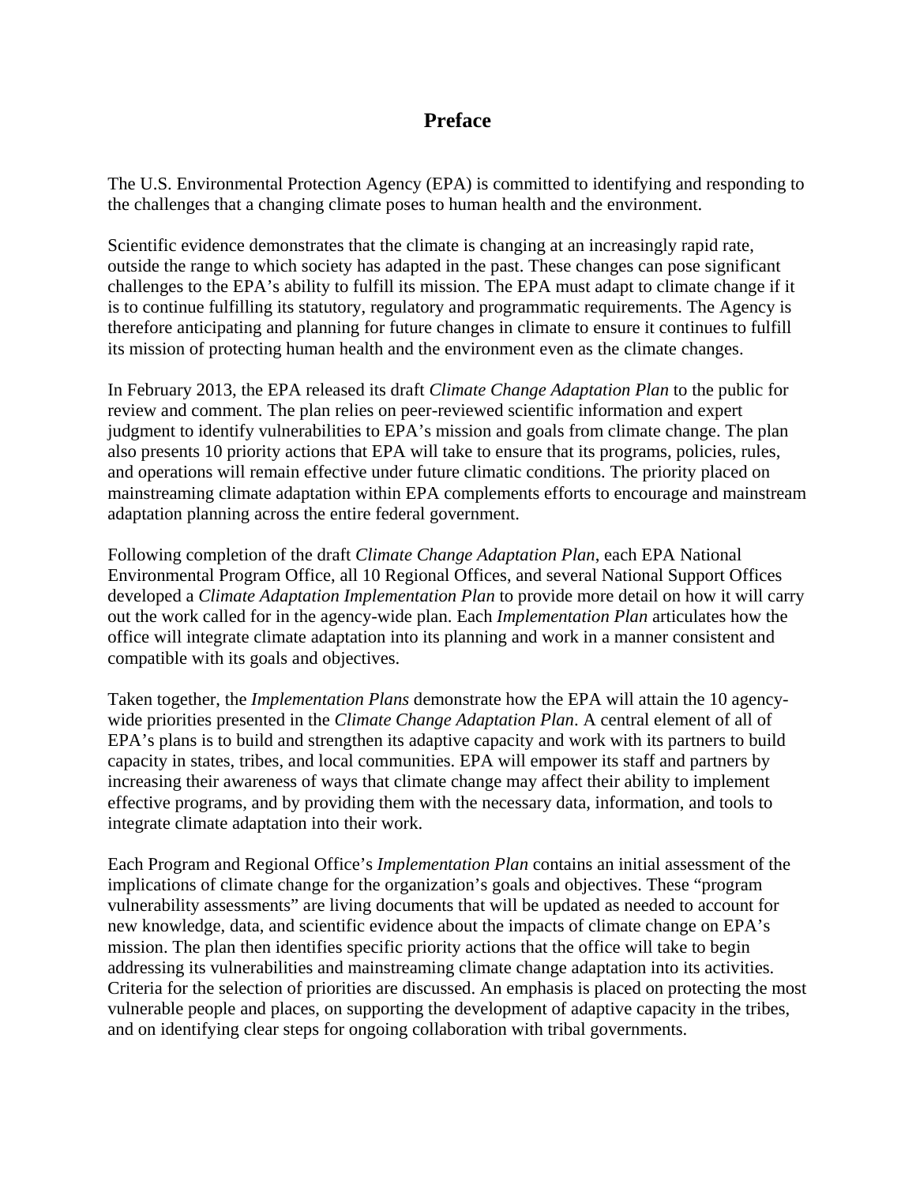# Preface

The U.S. Environmental Protection Agency (EPA) is committed to identifying and responding to the challenges that a changing climate poses to human health and the environment.

Scientific evidence demonstrates that the climate is changing at an increasingly rapid rate, outside the range to which society has adapted in the past. These changes can pose significant challenges to the EPA's ability to fulfill its mission. The EPA must adapt to climate change if it is to continue fulfilling its statutory, regulatory and programmatic requirements. The Agency is therefore anticipating and planning for future changes in climate to ensure it continues to fulfill its mission of protecting human health and the environment even as the climate changes.

In February 2013, the EPA released its draft *Climate Change Adaptation Plan* to the public for review and comment. The plan relies on peer-reviewed scientific information and expert judgment to identify vulnerabilities to EPA's mission and goals from climate change. The plan also presents 10 priority actions that EPA will take to ensure that its programs, policies, rules, and operations will remain effective under future climatic conditions. The priority placed on mainstreaming climate adaptation within EPA complements efforts to encourage and mainstream adaptation planning across the entire federal government.

Following completion of the draft *Climate Change Adaptation Plan*, each EPA National Environmental Program Office, all 10 Regional Offices, and several National Support Offices developed a *Climate Adaptation Implementation Plan* to provide more detail on how it will carry out the work called for in the agency-wide plan. Each *Implementation Plan* articulates how the office will integrate climate adaptation into its planning and work in a manner consistent and compatible with its goals and objectives.

Taken together, the *Implementation Plans* demonstrate how the EPA will attain the 10 agency-wide priorities presented in the *Climate Change Adaptation Plan*. A central element of all of EPA's plans is to build and strengthen its adaptive capacity and work with its partners to build capacity in states, tribes, and local communities. EPA will empower its staff and partners by increasing their awareness of ways that climate change may affect their ability to implement effective programs, and by providing them with the necessary data, information, and tools to integrate climate adaptation into their work.

Each Program and Regional Office's *Implementation Plan* contains an initial assessment of the implications of climate change for the organization's goals and objectives. These "program vulnerability assessments" are living documents that will be updated as needed to account for new knowledge, data, and scientific evidence about the impacts of climate change on EPA's mission. The plan then identifies specific priority actions that the office will take to begin addressing its vulnerabilities and mainstreaming climate change adaptation into its activities. Criteria for the selection of priorities are discussed. An emphasis is placed on protecting the most vulnerable people and places, on supporting the development of adaptive capacity in the tribes, and on identifying clear steps for ongoing collaboration with tribal governments.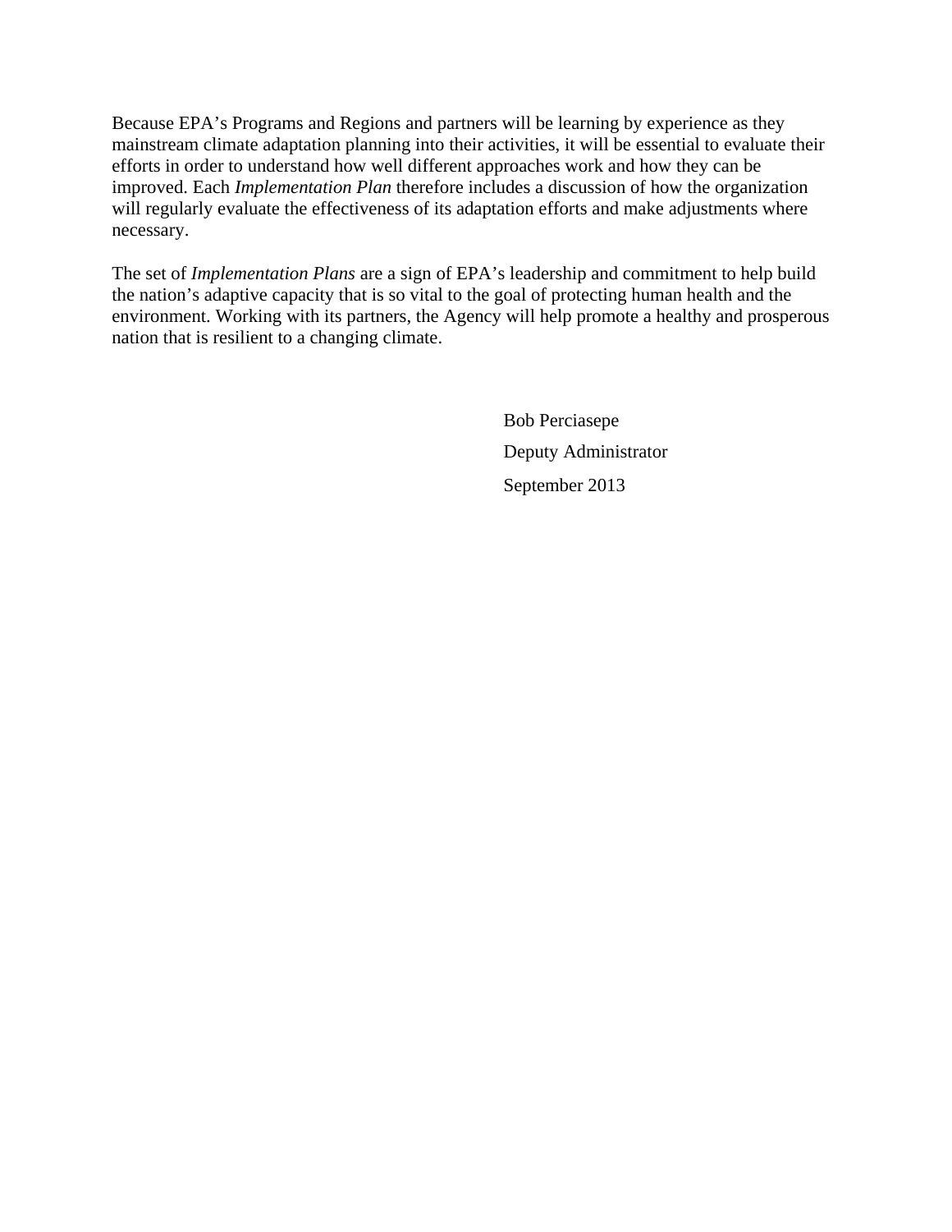Because EPA's Programs and Regions and partners will be learning by experience as they mainstream climate adaptation planning into their activities, it will be essential to evaluate their efforts in order to understand how well different approaches work and how they can be improved. Each *Implementation Plan* therefore includes a discussion of how the organization will regularly evaluate the effectiveness of its adaptation efforts and make adjustments where necessary.

The set of *Implementation Plans* are a sign of EPA's leadership and commitment to help build the nation's adaptive capacity that is so vital to the goal of protecting human health and the environment. Working with its partners, the Agency will help promote a healthy and prosperous nation that is resilient to a changing climate.

Bob Perciasepe

Deputy Administrator

September 2013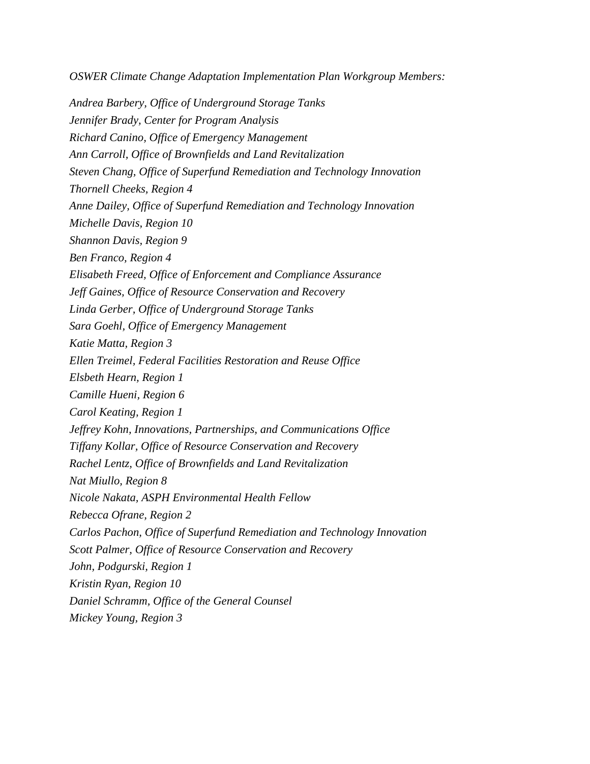*OSWER Climate Change Adaptation Implementation Plan Workgroup Members:*

*Andrea Barbery, Office of Underground Storage Tanks*  
*Jennifer Brady, Center for Program Analysis*  
*Richard Canino, Office of Emergency Management*  
*Ann Carroll, Office of Brownfields and Land Revitalization*  
*Steven Chang, Office of Superfund Remediation and Technology Innovation*  
*Thornell Cheeks, Region 4*  
*Anne Dailey, Office of Superfund Remediation and Technology Innovation*  
*Michelle Davis, Region 10*  
*Shannon Davis, Region 9*  
*Ben Franco, Region 4*  
*Elisabeth Freed, Office of Enforcement and Compliance Assurance*  
*Jeff Gaines, Office of Resource Conservation and Recovery*  
*Linda Gerber, Office of Underground Storage Tanks*  
*Sara Goehl, Office of Emergency Management*  
*Katie Matta, Region 3*  
*Ellen Treimel, Federal Facilities Restoration and Reuse Office*  
*Elsbeth Hearn, Region 1*  
*Camille Hueni, Region 6*  
*Carol Keating, Region 1*  
*Jeffrey Kohn, Innovations, Partnerships, and Communications Office*  
*Tiffany Kollar, Office of Resource Conservation and Recovery*  
*Rachel Lentz, Office of Brownfields and Land Revitalization*  
*Nat Miullo, Region 8*  
*Nicole Nakata, ASPH Environmental Health Fellow*  
*Rebecca Ofrane, Region 2*  
*Carlos Pachon, Office of Superfund Remediation and Technology Innovation*  
*Scott Palmer, Office of Resource Conservation and Recovery*  
*John, Podgurski, Region 1*  
*Kristin Ryan, Region 10*  
*Daniel Schramm, Office of the General Counsel*  
*Mickey Young, Region 3*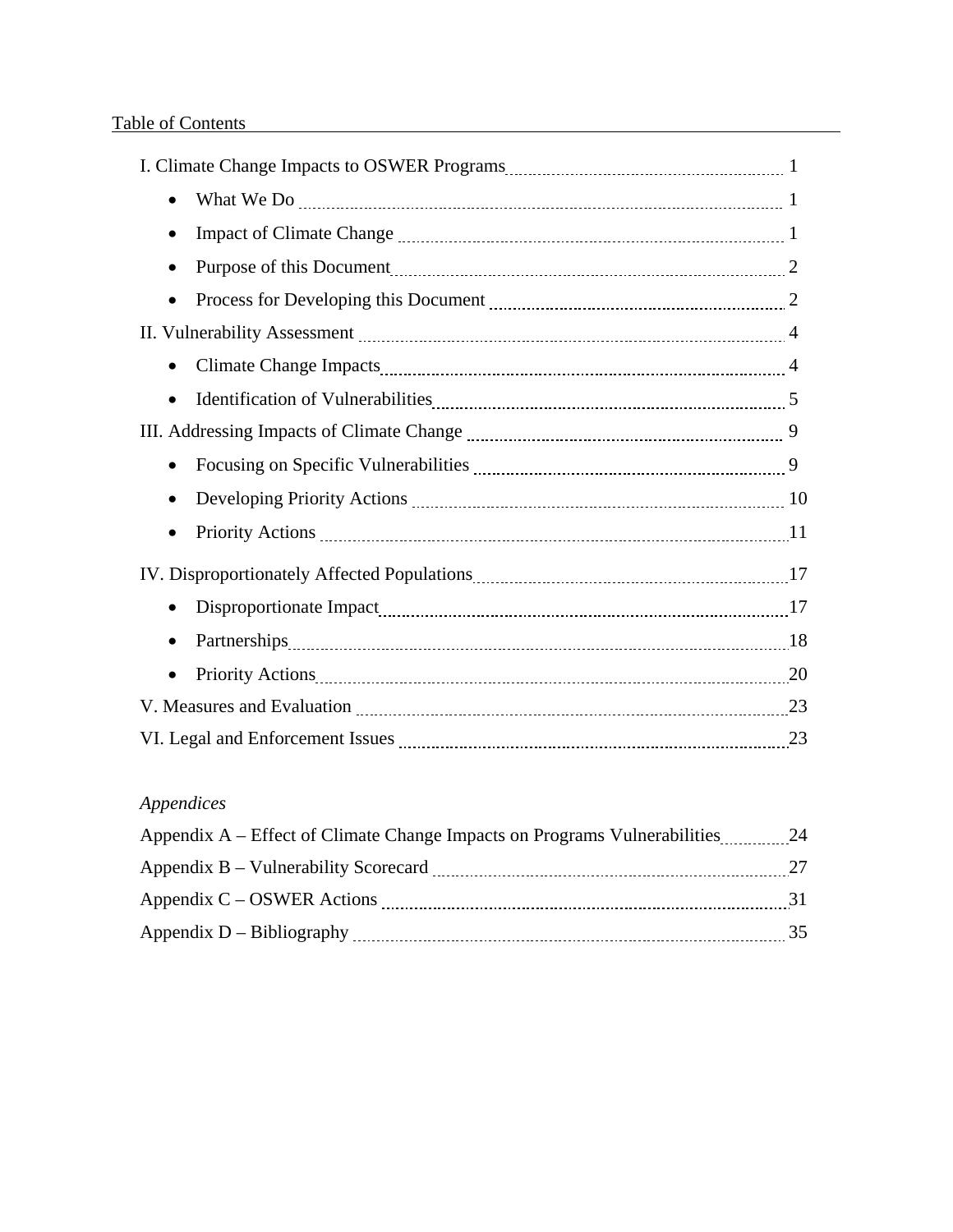## Table of Contents

I. Climate Change Impacts to OSWER Programs ........ 1

- What We Do ........ 1
- Impact of Climate Change ........ 1
- Purpose of this Document ........ 2
- Process for Developing this Document ........ 2

II. Vulnerability Assessment ........ 4

- Climate Change Impacts ........ 4
- Identification of Vulnerabilities ........ 5

III. Addressing Impacts of Climate Change ........ 9

- Focusing on Specific Vulnerabilities ........ 9
- Developing Priority Actions ........ 10
- Priority Actions ........ 11

IV. Disproportionately Affected Populations ........ 17

- Disproportionate Impact ........ 17
- Partnerships ........ 18
- Priority Actions ........ 20

V. Measures and Evaluation ........ 23

VI. Legal and Enforcement Issues ........ 23

*Appendices*

Appendix A – Effect of Climate Change Impacts on Programs Vulnerabilities ........ 24

Appendix B – Vulnerability Scorecard ........ 27

Appendix C – OSWER Actions ........ 31

Appendix D – Bibliography ........ 35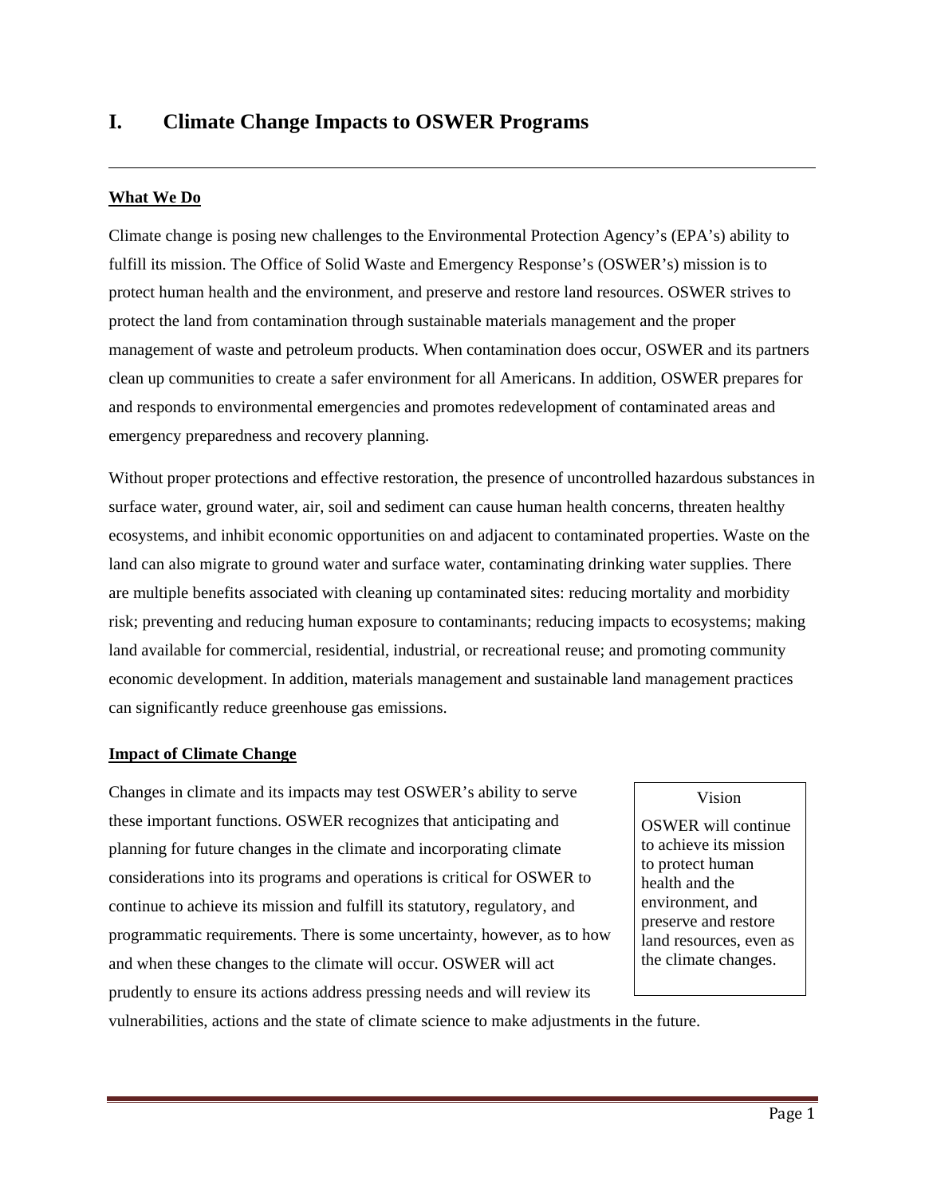# I. Climate Change Impacts to OSWER Programs

**What We Do**

Climate change is posing new challenges to the Environmental Protection Agency's (EPA's) ability to fulfill its mission. The Office of Solid Waste and Emergency Response's (OSWER's) mission is to protect human health and the environment, and preserve and restore land resources. OSWER strives to protect the land from contamination through sustainable materials management and the proper management of waste and petroleum products. When contamination does occur, OSWER and its partners clean up communities to create a safer environment for all Americans. In addition, OSWER prepares for and responds to environmental emergencies and promotes redevelopment of contaminated areas and emergency preparedness and recovery planning.

Without proper protections and effective restoration, the presence of uncontrolled hazardous substances in surface water, ground water, air, soil and sediment can cause human health concerns, threaten healthy ecosystems, and inhibit economic opportunities on and adjacent to contaminated properties. Waste on the land can also migrate to ground water and surface water, contaminating drinking water supplies. There are multiple benefits associated with cleaning up contaminated sites: reducing mortality and morbidity risk; preventing and reducing human exposure to contaminants; reducing impacts to ecosystems; making land available for commercial, residential, industrial, or recreational reuse; and promoting community economic development. In addition, materials management and sustainable land management practices can significantly reduce greenhouse gas emissions.

**Impact of Climate Change**

Changes in climate and its impacts may test OSWER's ability to serve these important functions. OSWER recognizes that anticipating and planning for future changes in the climate and incorporating climate considerations into its programs and operations is critical for OSWER to continue to achieve its mission and fulfill its statutory, regulatory, and programmatic requirements. There is some uncertainty, however, as to how and when these changes to the climate will occur. OSWER will act prudently to ensure its actions address pressing needs and will review its vulnerabilities, actions and the state of climate science to make adjustments in the future.

> Vision
>
> OSWER will continue to achieve its mission to protect human health and the environment, and preserve and restore land resources, even as the climate changes.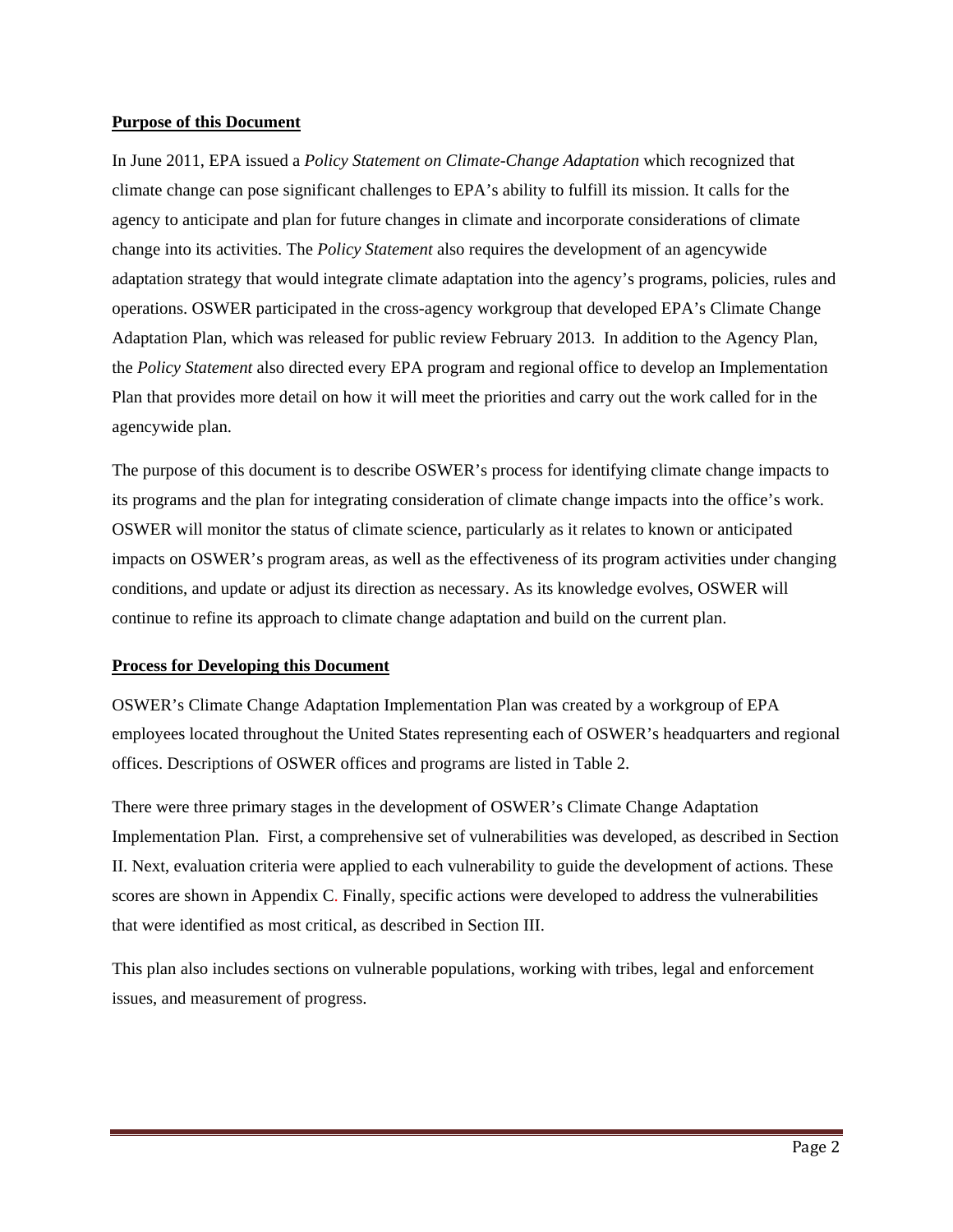**Purpose of this Document**

In June 2011, EPA issued a *Policy Statement on Climate-Change Adaptation* which recognized that climate change can pose significant challenges to EPA's ability to fulfill its mission. It calls for the agency to anticipate and plan for future changes in climate and incorporate considerations of climate change into its activities. The *Policy Statement* also requires the development of an agencywide adaptation strategy that would integrate climate adaptation into the agency's programs, policies, rules and operations. OSWER participated in the cross-agency workgroup that developed EPA's Climate Change Adaptation Plan, which was released for public review February 2013. In addition to the Agency Plan, the *Policy Statement* also directed every EPA program and regional office to develop an Implementation Plan that provides more detail on how it will meet the priorities and carry out the work called for in the agencywide plan.

The purpose of this document is to describe OSWER's process for identifying climate change impacts to its programs and the plan for integrating consideration of climate change impacts into the office's work. OSWER will monitor the status of climate science, particularly as it relates to known or anticipated impacts on OSWER's program areas, as well as the effectiveness of its program activities under changing conditions, and update or adjust its direction as necessary. As its knowledge evolves, OSWER will continue to refine its approach to climate change adaptation and build on the current plan.

**Process for Developing this Document**

OSWER's Climate Change Adaptation Implementation Plan was created by a workgroup of EPA employees located throughout the United States representing each of OSWER's headquarters and regional offices. Descriptions of OSWER offices and programs are listed in Table 2.

There were three primary stages in the development of OSWER's Climate Change Adaptation Implementation Plan. First, a comprehensive set of vulnerabilities was developed, as described in Section II. Next, evaluation criteria were applied to each vulnerability to guide the development of actions. These scores are shown in Appendix C. Finally, specific actions were developed to address the vulnerabilities that were identified as most critical, as described in Section III.

This plan also includes sections on vulnerable populations, working with tribes, legal and enforcement issues, and measurement of progress.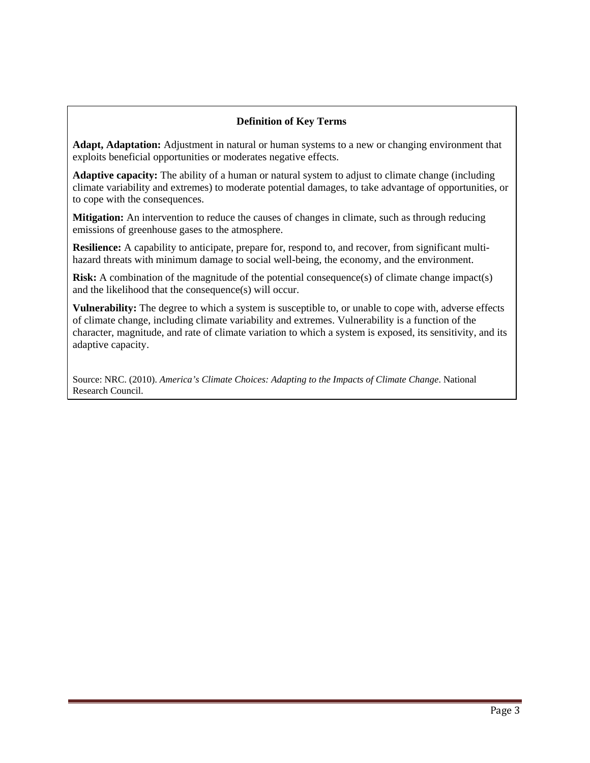### Definition of Key Terms

**Adapt, Adaptation:** Adjustment in natural or human systems to a new or changing environment that exploits beneficial opportunities or moderates negative effects.

**Adaptive capacity:** The ability of a human or natural system to adjust to climate change (including climate variability and extremes) to moderate potential damages, to take advantage of opportunities, or to cope with the consequences.

**Mitigation:** An intervention to reduce the causes of changes in climate, such as through reducing emissions of greenhouse gases to the atmosphere.

**Resilience:** A capability to anticipate, prepare for, respond to, and recover, from significant multi-hazard threats with minimum damage to social well-being, the economy, and the environment.

**Risk:** A combination of the magnitude of the potential consequence(s) of climate change impact(s) and the likelihood that the consequence(s) will occur.

**Vulnerability:** The degree to which a system is susceptible to, or unable to cope with, adverse effects of climate change, including climate variability and extremes. Vulnerability is a function of the character, magnitude, and rate of climate variation to which a system is exposed, its sensitivity, and its adaptive capacity.

Source: NRC. (2010). *America's Climate Choices: Adapting to the Impacts of Climate Change*. National Research Council.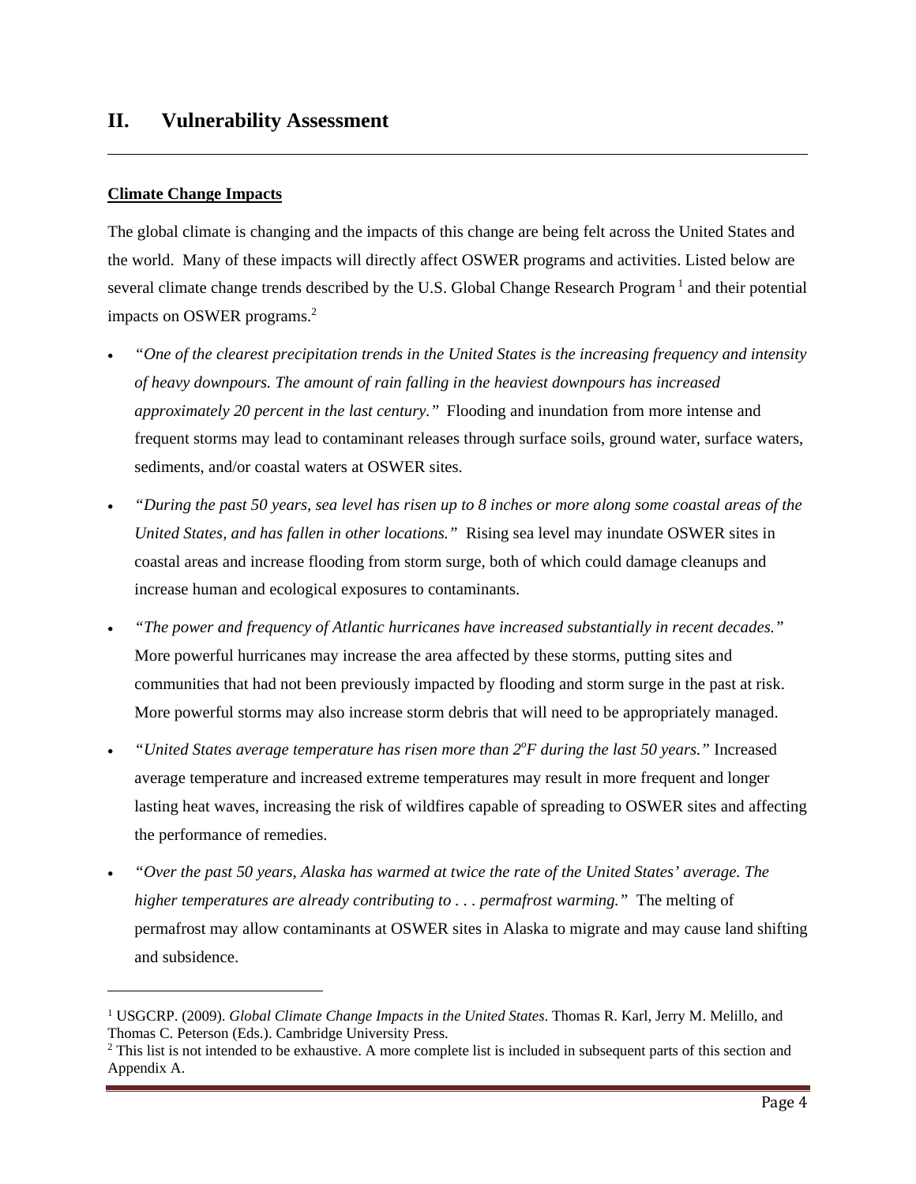# II. Vulnerability Assessment

## Climate Change Impacts

The global climate is changing and the impacts of this change are being felt across the United States and the world. Many of these impacts will directly affect OSWER programs and activities. Listed below are several climate change trends described by the U.S. Global Change Research Program [1] and their potential impacts on OSWER programs.[2]

- *"One of the clearest precipitation trends in the United States is the increasing frequency and intensity of heavy downpours. The amount of rain falling in the heaviest downpours has increased approximately 20 percent in the last century."* Flooding and inundation from more intense and frequent storms may lead to contaminant releases through surface soils, ground water, surface waters, sediments, and/or coastal waters at OSWER sites.
- *"During the past 50 years, sea level has risen up to 8 inches or more along some coastal areas of the United States, and has fallen in other locations."* Rising sea level may inundate OSWER sites in coastal areas and increase flooding from storm surge, both of which could damage cleanups and increase human and ecological exposures to contaminants.
- *"The power and frequency of Atlantic hurricanes have increased substantially in recent decades."* More powerful hurricanes may increase the area affected by these storms, putting sites and communities that had not been previously impacted by flooding and storm surge in the past at risk. More powerful storms may also increase storm debris that will need to be appropriately managed.
- *"United States average temperature has risen more than 2$^{o}$F during the last 50 years."* Increased average temperature and increased extreme temperatures may result in more frequent and longer lasting heat waves, increasing the risk of wildfires capable of spreading to OSWER sites and affecting the performance of remedies.
- *"Over the past 50 years, Alaska has warmed at twice the rate of the United States' average. The higher temperatures are already contributing to . . . permafrost warming."* The melting of permafrost may allow contaminants at OSWER sites in Alaska to migrate and may cause land shifting and subsidence.

---

[1] USGCRP. (2009). *Global Climate Change Impacts in the United States*. Thomas R. Karl, Jerry M. Melillo, and Thomas C. Peterson (Eds.). Cambridge University Press.

[2] This list is not intended to be exhaustive. A more complete list is included in subsequent parts of this section and Appendix A.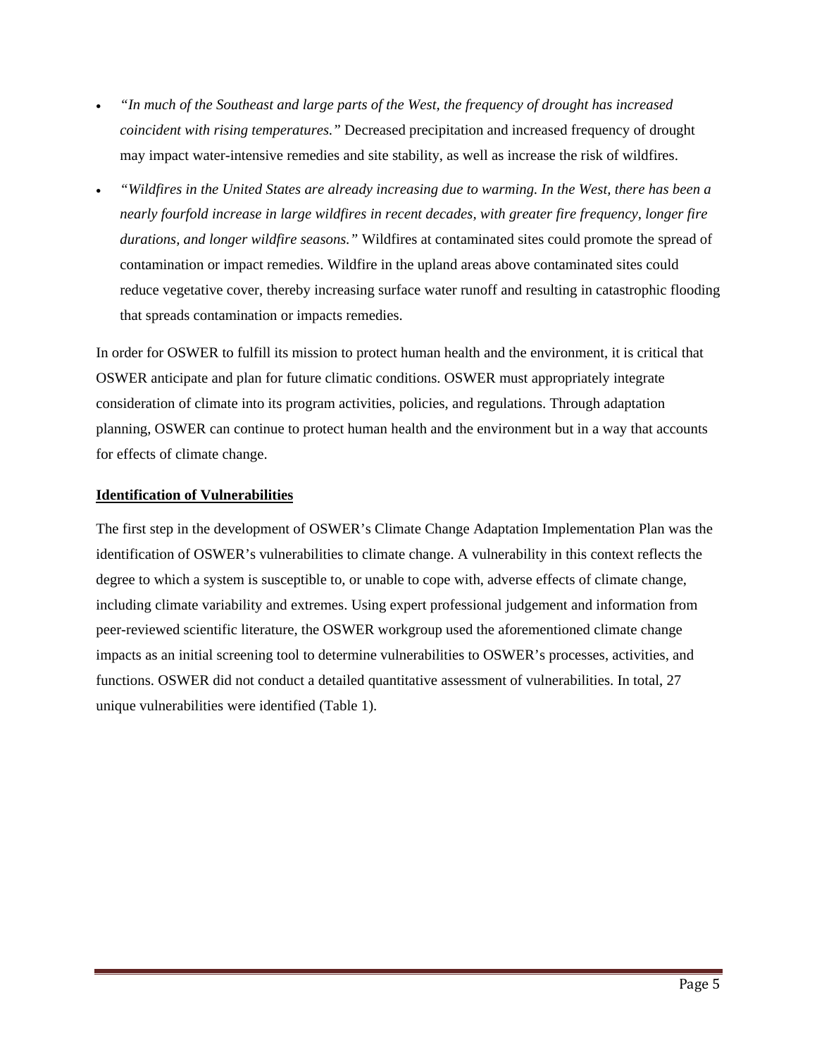- *"In much of the Southeast and large parts of the West, the frequency of drought has increased coincident with rising temperatures."* Decreased precipitation and increased frequency of drought may impact water-intensive remedies and site stability, as well as increase the risk of wildfires.
- *"Wildfires in the United States are already increasing due to warming. In the West, there has been a nearly fourfold increase in large wildfires in recent decades, with greater fire frequency, longer fire durations, and longer wildfire seasons."* Wildfires at contaminated sites could promote the spread of contamination or impact remedies. Wildfire in the upland areas above contaminated sites could reduce vegetative cover, thereby increasing surface water runoff and resulting in catastrophic flooding that spreads contamination or impacts remedies.

In order for OSWER to fulfill its mission to protect human health and the environment, it is critical that OSWER anticipate and plan for future climatic conditions. OSWER must appropriately integrate consideration of climate into its program activities, policies, and regulations. Through adaptation planning, OSWER can continue to protect human health and the environment but in a way that accounts for effects of climate change.

## Identification of Vulnerabilities

The first step in the development of OSWER's Climate Change Adaptation Implementation Plan was the identification of OSWER's vulnerabilities to climate change. A vulnerability in this context reflects the degree to which a system is susceptible to, or unable to cope with, adverse effects of climate change, including climate variability and extremes. Using expert professional judgement and information from peer-reviewed scientific literature, the OSWER workgroup used the aforementioned climate change impacts as an initial screening tool to determine vulnerabilities to OSWER's processes, activities, and functions. OSWER did not conduct a detailed quantitative assessment of vulnerabilities. In total, 27 unique vulnerabilities were identified (Table 1).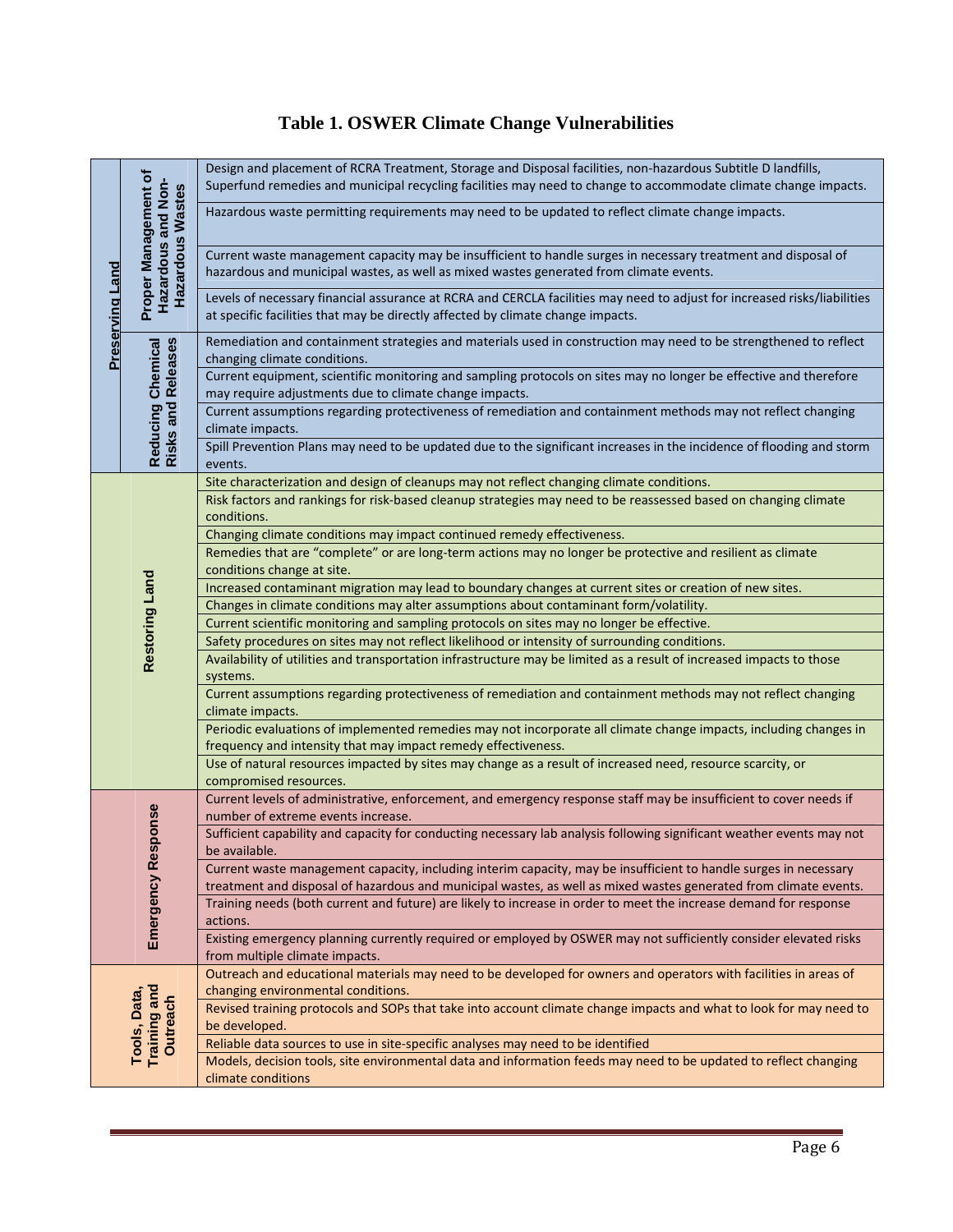# Table 1. OSWER Climate Change Vulnerabilities

| | | |
|---|---|---|
| Preserving Land | Proper Management of Hazardous and Non-Hazardous Wastes | Design and placement of RCRA Treatment, Storage and Disposal facilities, non-hazardous Subtitle D landfills, Superfund remedies and municipal recycling facilities may need to change to accommodate climate change impacts. |
| | | Hazardous waste permitting requirements may need to be updated to reflect climate change impacts. |
| | | Current waste management capacity may be insufficient to handle surges in necessary treatment and disposal of hazardous and municipal wastes, as well as mixed wastes generated from climate events. |
| | | Levels of necessary financial assurance at RCRA and CERCLA facilities may need to adjust for increased risks/liabilities at specific facilities that may be directly affected by climate change impacts. |
| | Reducing Chemical Risks and Releases | Remediation and containment strategies and materials used in construction may need to be strengthened to reflect changing climate conditions. |
| | | Current equipment, scientific monitoring and sampling protocols on sites may no longer be effective and therefore may require adjustments due to climate change impacts. |
| | | Current assumptions regarding protectiveness of remediation and containment methods may not reflect changing climate impacts. |
| | | Spill Prevention Plans may need to be updated due to the significant increases in the incidence of flooding and storm events. |
| Restoring Land | | Site characterization and design of cleanups may not reflect changing climate conditions. |
| | | Risk factors and rankings for risk-based cleanup strategies may need to be reassessed based on changing climate conditions. |
| | | Changing climate conditions may impact continued remedy effectiveness. |
| | | Remedies that are "complete" or are long-term actions may no longer be protective and resilient as climate conditions change at site. |
| | | Increased contaminant migration may lead to boundary changes at current sites or creation of new sites. |
| | | Changes in climate conditions may alter assumptions about contaminant form/volatility. |
| | | Current scientific monitoring and sampling protocols on sites may no longer be effective. |
| | | Safety procedures on sites may not reflect likelihood or intensity of surrounding conditions. |
| | | Availability of utilities and transportation infrastructure may be limited as a result of increased impacts to those systems. |
| | | Current assumptions regarding protectiveness of remediation and containment methods may not reflect changing climate impacts. |
| | | Periodic evaluations of implemented remedies may not incorporate all climate change impacts, including changes in frequency and intensity that may impact remedy effectiveness. |
| | | Use of natural resources impacted by sites may change as a result of increased need, resource scarcity, or compromised resources. |
| Emergency Response | | Current levels of administrative, enforcement, and emergency response staff may be insufficient to cover needs if number of extreme events increase. |
| | | Sufficient capability and capacity for conducting necessary lab analysis following significant weather events may not be available. |
| | | Current waste management capacity, including interim capacity, may be insufficient to handle surges in necessary treatment and disposal of hazardous and municipal wastes, as well as mixed wastes generated from climate events. |
| | | Training needs (both current and future) are likely to increase in order to meet the increase demand for response actions. |
| | | Existing emergency planning currently required or employed by OSWER may not sufficiently consider elevated risks from multiple climate impacts. |
| Tools, Data, Training and Outreach | | Outreach and educational materials may need to be developed for owners and operators with facilities in areas of changing environmental conditions. |
| | | Revised training protocols and SOPs that take into account climate change impacts and what to look for may need to be developed. |
| | | Reliable data sources to use in site-specific analyses may need to be identified |
| | | Models, decision tools, site environmental data and information feeds may need to be updated to reflect changing climate conditions |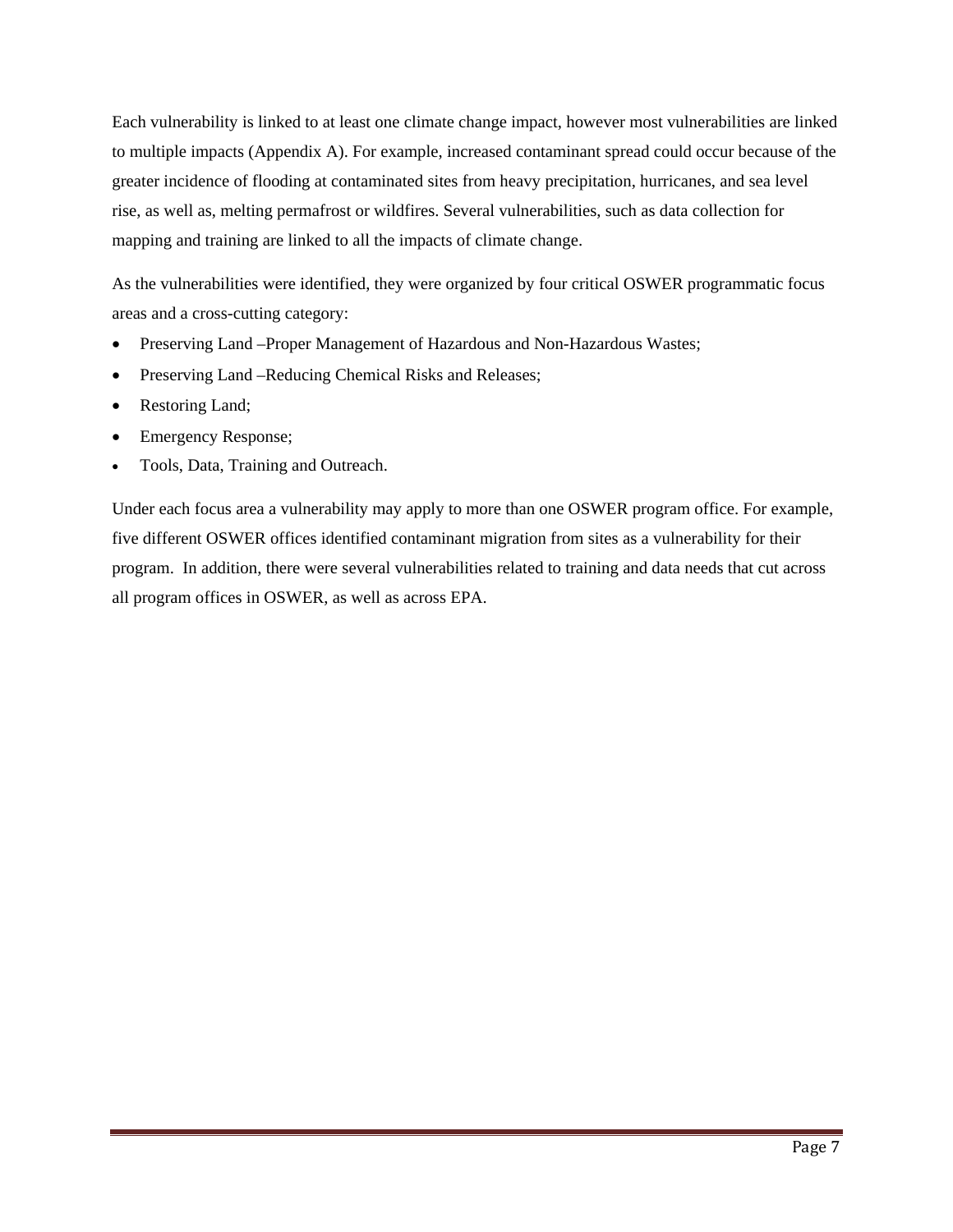Each vulnerability is linked to at least one climate change impact, however most vulnerabilities are linked to multiple impacts (Appendix A). For example, increased contaminant spread could occur because of the greater incidence of flooding at contaminated sites from heavy precipitation, hurricanes, and sea level rise, as well as, melting permafrost or wildfires. Several vulnerabilities, such as data collection for mapping and training are linked to all the impacts of climate change.

As the vulnerabilities were identified, they were organized by four critical OSWER programmatic focus areas and a cross-cutting category:

- Preserving Land –Proper Management of Hazardous and Non-Hazardous Wastes;
- Preserving Land –Reducing Chemical Risks and Releases;
- Restoring Land;
- Emergency Response;
- Tools, Data, Training and Outreach.

Under each focus area a vulnerability may apply to more than one OSWER program office. For example, five different OSWER offices identified contaminant migration from sites as a vulnerability for their program. In addition, there were several vulnerabilities related to training and data needs that cut across all program offices in OSWER, as well as across EPA.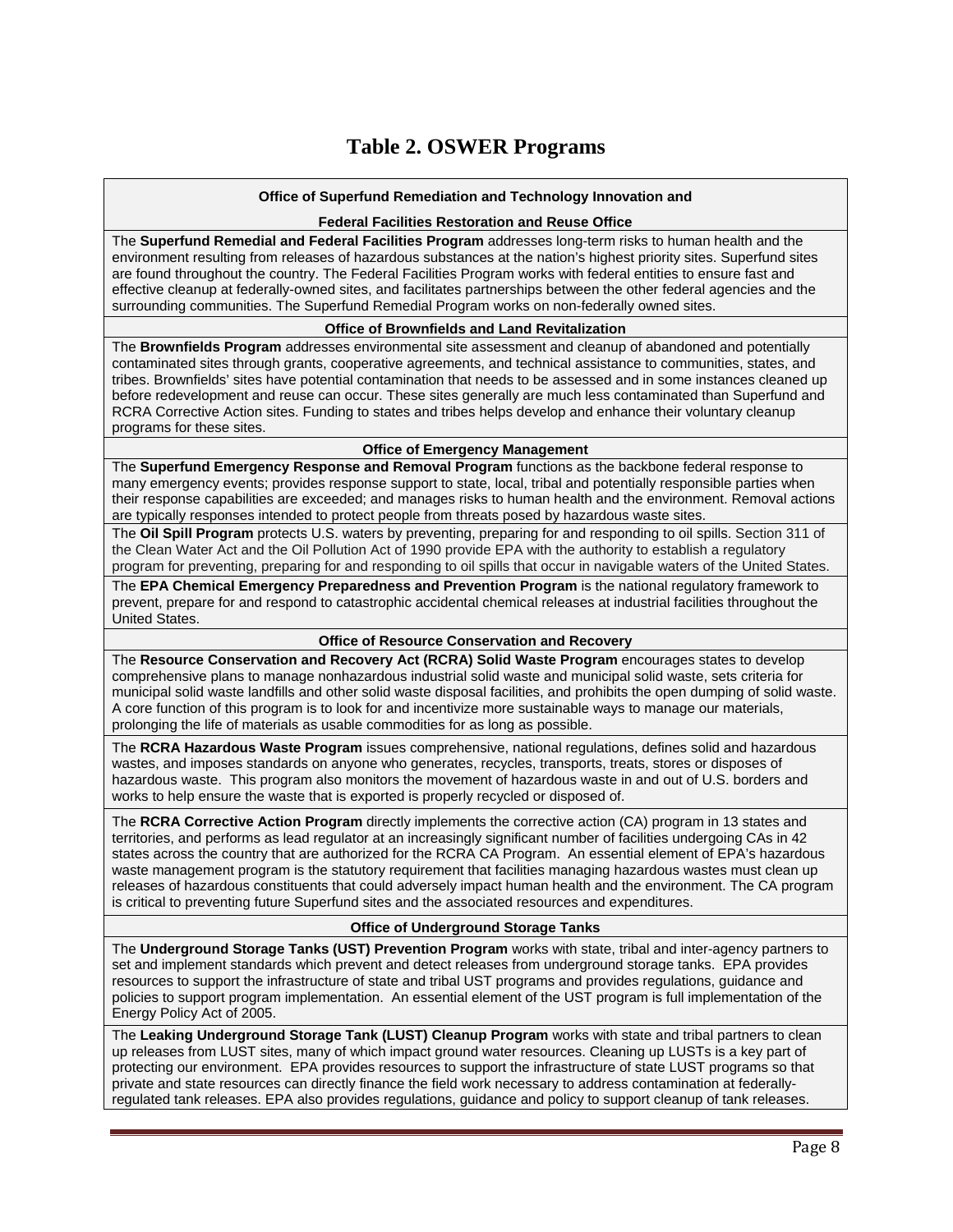# Table 2. OSWER Programs

| |
|---|
| **Office of Superfund Remediation and Technology Innovation and Federal Facilities Restoration and Reuse Office** |
| The **Superfund Remedial and Federal Facilities Program** addresses long-term risks to human health and the environment resulting from releases of hazardous substances at the nation's highest priority sites. Superfund sites are found throughout the country. The Federal Facilities Program works with federal entities to ensure fast and effective cleanup at federally-owned sites, and facilitates partnerships between the other federal agencies and the surrounding communities. The Superfund Remedial Program works on non-federally owned sites. |
| **Office of Brownfields and Land Revitalization** |
| The **Brownfields Program** addresses environmental site assessment and cleanup of abandoned and potentially contaminated sites through grants, cooperative agreements, and technical assistance to communities, states, and tribes. Brownfields' sites have potential contamination that needs to be assessed and in some instances cleaned up before redevelopment and reuse can occur. These sites generally are much less contaminated than Superfund and RCRA Corrective Action sites. Funding to states and tribes helps develop and enhance their voluntary cleanup programs for these sites. |
| **Office of Emergency Management** |
| The **Superfund Emergency Response and Removal Program** functions as the backbone federal response to many emergency events; provides response support to state, local, tribal and potentially responsible parties when their response capabilities are exceeded; and manages risks to human health and the environment. Removal actions are typically responses intended to protect people from threats posed by hazardous waste sites. |
| The **Oil Spill Program** protects U.S. waters by preventing, preparing for and responding to oil spills. Section 311 of the Clean Water Act and the Oil Pollution Act of 1990 provide EPA with the authority to establish a regulatory program for preventing, preparing for and responding to oil spills that occur in navigable waters of the United States. |
| The **EPA Chemical Emergency Preparedness and Prevention Program** is the national regulatory framework to prevent, prepare for and respond to catastrophic accidental chemical releases at industrial facilities throughout the United States. |
| **Office of Resource Conservation and Recovery** |
| The **Resource Conservation and Recovery Act (RCRA) Solid Waste Program** encourages states to develop comprehensive plans to manage nonhazardous industrial solid waste and municipal solid waste, sets criteria for municipal solid waste landfills and other solid waste disposal facilities, and prohibits the open dumping of solid waste. A core function of this program is to look for and incentivize more sustainable ways to manage our materials, prolonging the life of materials as usable commodities for as long as possible. |
| The **RCRA Hazardous Waste Program** issues comprehensive, national regulations, defines solid and hazardous wastes, and imposes standards on anyone who generates, recycles, transports, treats, stores or disposes of hazardous waste. This program also monitors the movement of hazardous waste in and out of U.S. borders and works to help ensure the waste that is exported is properly recycled or disposed of. |
| The **RCRA Corrective Action Program** directly implements the corrective action (CA) program in 13 states and territories, and performs as lead regulator at an increasingly significant number of facilities undergoing CAs in 42 states across the country that are authorized for the RCRA CA Program. An essential element of EPA's hazardous waste management program is the statutory requirement that facilities managing hazardous wastes must clean up releases of hazardous constituents that could adversely impact human health and the environment. The CA program is critical to preventing future Superfund sites and the associated resources and expenditures. |
| **Office of Underground Storage Tanks** |
| The **Underground Storage Tanks (UST) Prevention Program** works with state, tribal and inter-agency partners to set and implement standards which prevent and detect releases from underground storage tanks. EPA provides resources to support the infrastructure of state and tribal UST programs and provides regulations, guidance and policies to support program implementation. An essential element of the UST program is full implementation of the Energy Policy Act of 2005. |
| The **Leaking Underground Storage Tank (LUST) Cleanup Program** works with state and tribal partners to clean up releases from LUST sites, many of which impact ground water resources. Cleaning up LUSTs is a key part of protecting our environment. EPA provides resources to support the infrastructure of state LUST programs so that private and state resources can directly finance the field work necessary to address contamination at federally-regulated tank releases. EPA also provides regulations, guidance and policy to support cleanup of tank releases. |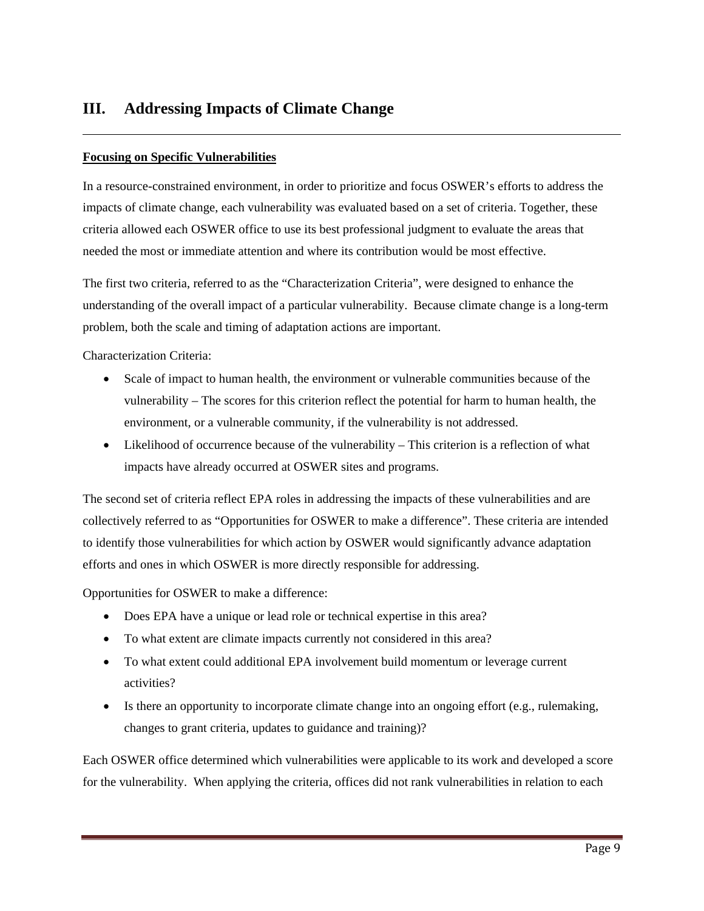## III. Addressing Impacts of Climate Change

**Focusing on Specific Vulnerabilities**

In a resource-constrained environment, in order to prioritize and focus OSWER's efforts to address the impacts of climate change, each vulnerability was evaluated based on a set of criteria. Together, these criteria allowed each OSWER office to use its best professional judgment to evaluate the areas that needed the most or immediate attention and where its contribution would be most effective.

The first two criteria, referred to as the "Characterization Criteria", were designed to enhance the understanding of the overall impact of a particular vulnerability. Because climate change is a long-term problem, both the scale and timing of adaptation actions are important.

Characterization Criteria:

- Scale of impact to human health, the environment or vulnerable communities because of the vulnerability – The scores for this criterion reflect the potential for harm to human health, the environment, or a vulnerable community, if the vulnerability is not addressed.
- Likelihood of occurrence because of the vulnerability – This criterion is a reflection of what impacts have already occurred at OSWER sites and programs.

The second set of criteria reflect EPA roles in addressing the impacts of these vulnerabilities and are collectively referred to as "Opportunities for OSWER to make a difference". These criteria are intended to identify those vulnerabilities for which action by OSWER would significantly advance adaptation efforts and ones in which OSWER is more directly responsible for addressing.

Opportunities for OSWER to make a difference:

- Does EPA have a unique or lead role or technical expertise in this area?
- To what extent are climate impacts currently not considered in this area?
- To what extent could additional EPA involvement build momentum or leverage current activities?
- Is there an opportunity to incorporate climate change into an ongoing effort (e.g., rulemaking, changes to grant criteria, updates to guidance and training)?

Each OSWER office determined which vulnerabilities were applicable to its work and developed a score for the vulnerability. When applying the criteria, offices did not rank vulnerabilities in relation to each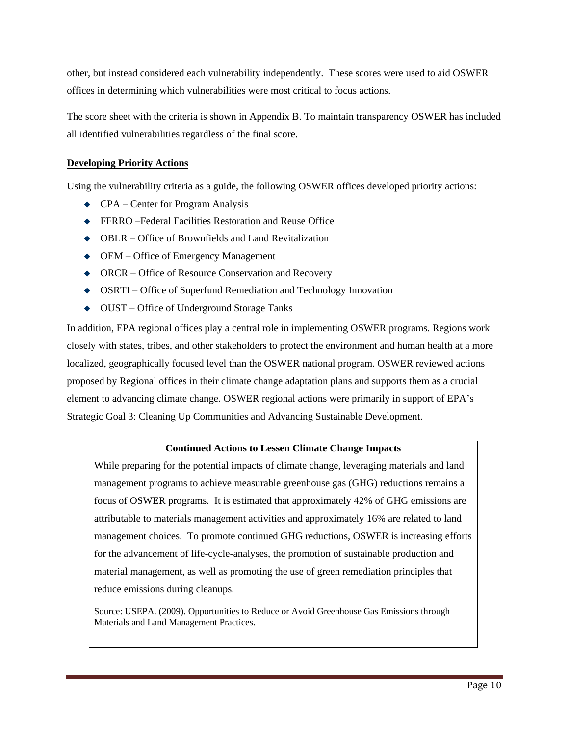other, but instead considered each vulnerability independently. These scores were used to aid OSWER offices in determining which vulnerabilities were most critical to focus actions.

The score sheet with the criteria is shown in Appendix B. To maintain transparency OSWER has included all identified vulnerabilities regardless of the final score.

**Developing Priority Actions**

Using the vulnerability criteria as a guide, the following OSWER offices developed priority actions:

- CPA – Center for Program Analysis
- FFRRO –Federal Facilities Restoration and Reuse Office
- OBLR – Office of Brownfields and Land Revitalization
- OEM – Office of Emergency Management
- ORCR – Office of Resource Conservation and Recovery
- OSRTI – Office of Superfund Remediation and Technology Innovation
- OUST – Office of Underground Storage Tanks

In addition, EPA regional offices play a central role in implementing OSWER programs. Regions work closely with states, tribes, and other stakeholders to protect the environment and human health at a more localized, geographically focused level than the OSWER national program. OSWER reviewed actions proposed by Regional offices in their climate change adaptation plans and supports them as a crucial element to advancing climate change. OSWER regional actions were primarily in support of EPA's Strategic Goal 3: Cleaning Up Communities and Advancing Sustainable Development.

**Continued Actions to Lessen Climate Change Impacts**

While preparing for the potential impacts of climate change, leveraging materials and land management programs to achieve measurable greenhouse gas (GHG) reductions remains a focus of OSWER programs. It is estimated that approximately 42% of GHG emissions are attributable to materials management activities and approximately 16% are related to land management choices. To promote continued GHG reductions, OSWER is increasing efforts for the advancement of life-cycle-analyses, the promotion of sustainable production and material management, as well as promoting the use of green remediation principles that reduce emissions during cleanups.

Source: USEPA. (2009). Opportunities to Reduce or Avoid Greenhouse Gas Emissions through Materials and Land Management Practices.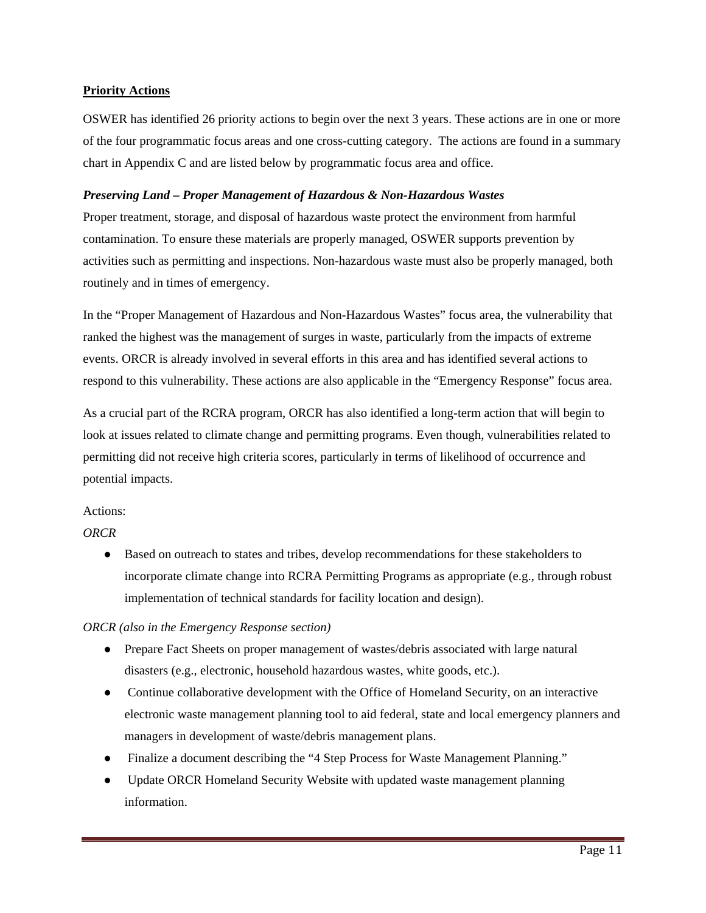**Priority Actions**

OSWER has identified 26 priority actions to begin over the next 3 years. These actions are in one or more of the four programmatic focus areas and one cross-cutting category. The actions are found in a summary chart in Appendix C and are listed below by programmatic focus area and office.

***Preserving Land – Proper Management of Hazardous & Non-Hazardous Wastes***

Proper treatment, storage, and disposal of hazardous waste protect the environment from harmful contamination. To ensure these materials are properly managed, OSWER supports prevention by activities such as permitting and inspections. Non-hazardous waste must also be properly managed, both routinely and in times of emergency.

In the "Proper Management of Hazardous and Non-Hazardous Wastes" focus area, the vulnerability that ranked the highest was the management of surges in waste, particularly from the impacts of extreme events. ORCR is already involved in several efforts in this area and has identified several actions to respond to this vulnerability. These actions are also applicable in the "Emergency Response" focus area.

As a crucial part of the RCRA program, ORCR has also identified a long-term action that will begin to look at issues related to climate change and permitting programs. Even though, vulnerabilities related to permitting did not receive high criteria scores, particularly in terms of likelihood of occurrence and potential impacts.

Actions:

*ORCR*

- Based on outreach to states and tribes, develop recommendations for these stakeholders to incorporate climate change into RCRA Permitting Programs as appropriate (e.g., through robust implementation of technical standards for facility location and design).

*ORCR (also in the Emergency Response section)*

- Prepare Fact Sheets on proper management of wastes/debris associated with large natural disasters (e.g., electronic, household hazardous wastes, white goods, etc.).
- Continue collaborative development with the Office of Homeland Security, on an interactive electronic waste management planning tool to aid federal, state and local emergency planners and managers in development of waste/debris management plans.
- Finalize a document describing the "4 Step Process for Waste Management Planning."
- Update ORCR Homeland Security Website with updated waste management planning information.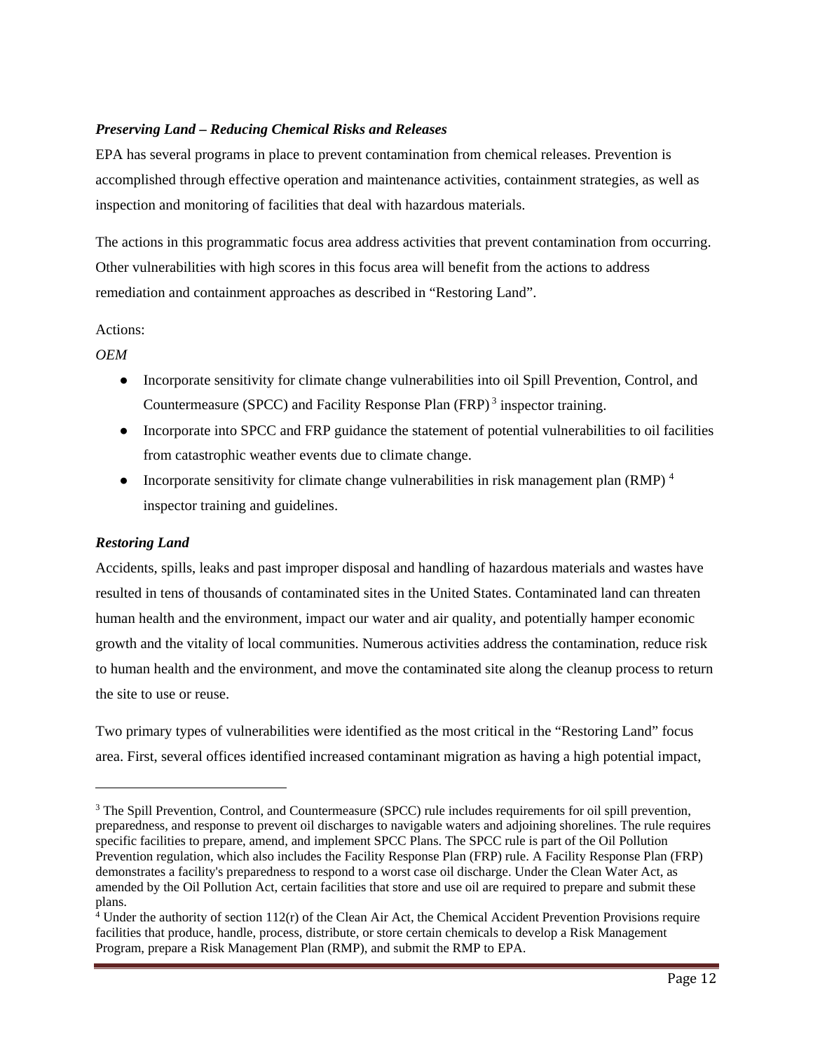***Preserving Land – Reducing Chemical Risks and Releases***

EPA has several programs in place to prevent contamination from chemical releases. Prevention is accomplished through effective operation and maintenance activities, containment strategies, as well as inspection and monitoring of facilities that deal with hazardous materials.

The actions in this programmatic focus area address activities that prevent contamination from occurring. Other vulnerabilities with high scores in this focus area will benefit from the actions to address remediation and containment approaches as described in "Restoring Land".

Actions:

*OEM*

- Incorporate sensitivity for climate change vulnerabilities into oil Spill Prevention, Control, and Countermeasure (SPCC) and Facility Response Plan (FRP) [3] inspector training.
- Incorporate into SPCC and FRP guidance the statement of potential vulnerabilities to oil facilities from catastrophic weather events due to climate change.
- Incorporate sensitivity for climate change vulnerabilities in risk management plan (RMP) [4] inspector training and guidelines.

***Restoring Land***

Accidents, spills, leaks and past improper disposal and handling of hazardous materials and wastes have resulted in tens of thousands of contaminated sites in the United States. Contaminated land can threaten human health and the environment, impact our water and air quality, and potentially hamper economic growth and the vitality of local communities. Numerous activities address the contamination, reduce risk to human health and the environment, and move the contaminated site along the cleanup process to return the site to use or reuse.

Two primary types of vulnerabilities were identified as the most critical in the "Restoring Land" focus area. First, several offices identified increased contaminant migration as having a high potential impact,

---

[3] The Spill Prevention, Control, and Countermeasure (SPCC) rule includes requirements for oil spill prevention, preparedness, and response to prevent oil discharges to navigable waters and adjoining shorelines. The rule requires specific facilities to prepare, amend, and implement SPCC Plans. The SPCC rule is part of the Oil Pollution Prevention regulation, which also includes the Facility Response Plan (FRP) rule. A Facility Response Plan (FRP) demonstrates a facility's preparedness to respond to a worst case oil discharge. Under the Clean Water Act, as amended by the Oil Pollution Act, certain facilities that store and use oil are required to prepare and submit these plans.

[4] Under the authority of section 112(r) of the Clean Air Act, the Chemical Accident Prevention Provisions require facilities that produce, handle, process, distribute, or store certain chemicals to develop a Risk Management Program, prepare a Risk Management Plan (RMP), and submit the RMP to EPA.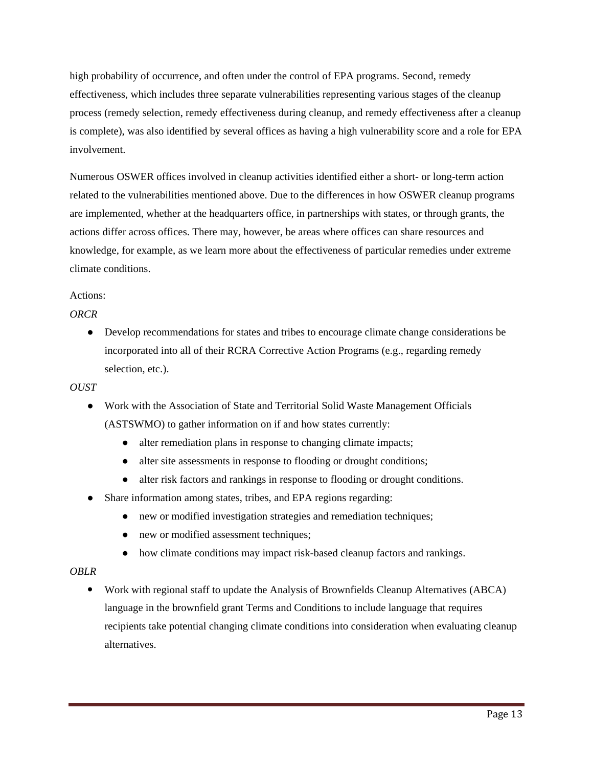high probability of occurrence, and often under the control of EPA programs. Second, remedy effectiveness, which includes three separate vulnerabilities representing various stages of the cleanup process (remedy selection, remedy effectiveness during cleanup, and remedy effectiveness after a cleanup is complete), was also identified by several offices as having a high vulnerability score and a role for EPA involvement.

Numerous OSWER offices involved in cleanup activities identified either a short- or long-term action related to the vulnerabilities mentioned above. Due to the differences in how OSWER cleanup programs are implemented, whether at the headquarters office, in partnerships with states, or through grants, the actions differ across offices. There may, however, be areas where offices can share resources and knowledge, for example, as we learn more about the effectiveness of particular remedies under extreme climate conditions.

Actions:

*ORCR*

- Develop recommendations for states and tribes to encourage climate change considerations be incorporated into all of their RCRA Corrective Action Programs (e.g., regarding remedy selection, etc.).

*OUST*

- Work with the Association of State and Territorial Solid Waste Management Officials (ASTSWMO) to gather information on if and how states currently:
  - alter remediation plans in response to changing climate impacts;
  - alter site assessments in response to flooding or drought conditions;
  - alter risk factors and rankings in response to flooding or drought conditions.
- Share information among states, tribes, and EPA regions regarding:
  - new or modified investigation strategies and remediation techniques;
  - new or modified assessment techniques;
  - how climate conditions may impact risk-based cleanup factors and rankings.

*OBLR*

- Work with regional staff to update the Analysis of Brownfields Cleanup Alternatives (ABCA) language in the brownfield grant Terms and Conditions to include language that requires recipients take potential changing climate conditions into consideration when evaluating cleanup alternatives.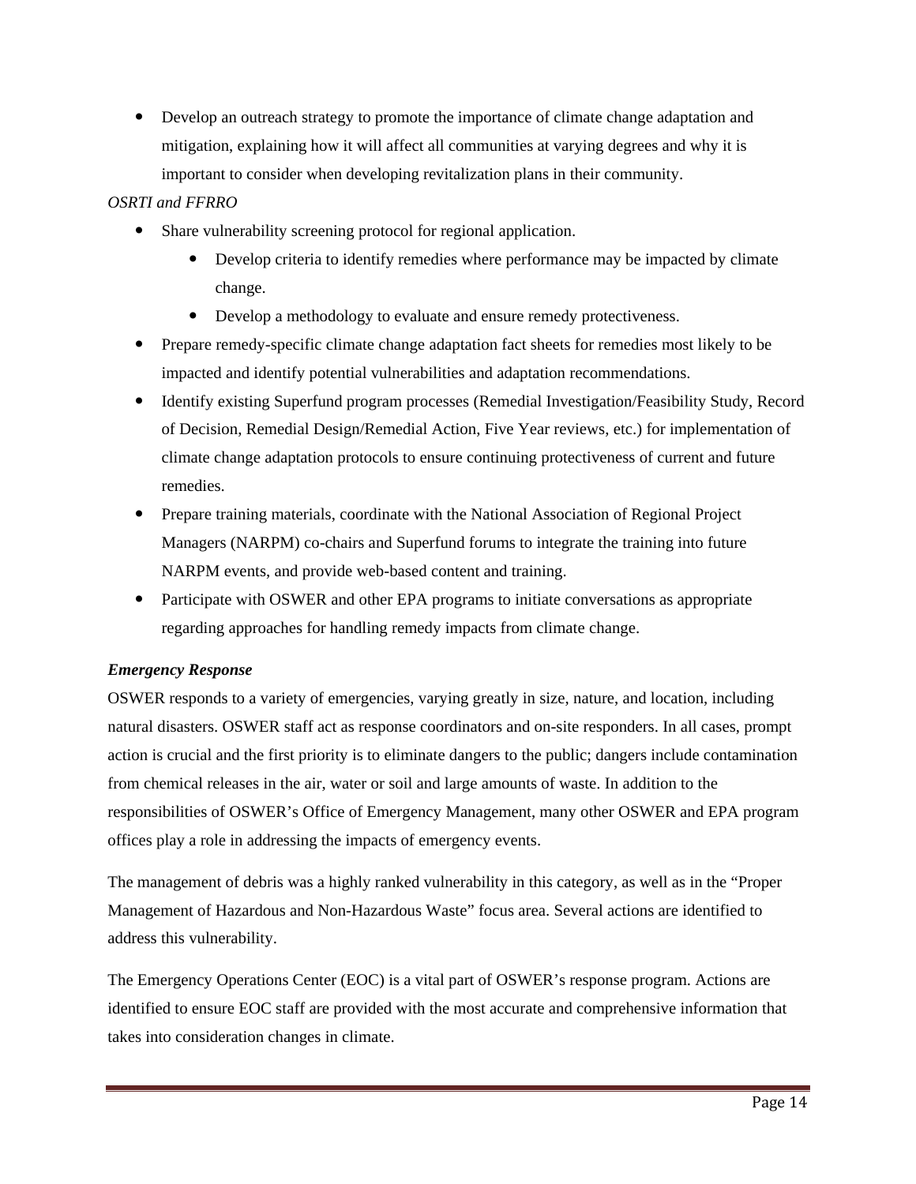- Develop an outreach strategy to promote the importance of climate change adaptation and mitigation, explaining how it will affect all communities at varying degrees and why it is important to consider when developing revitalization plans in their community.

*OSRTI and FFRRO*

- Share vulnerability screening protocol for regional application.
  - Develop criteria to identify remedies where performance may be impacted by climate change.
  - Develop a methodology to evaluate and ensure remedy protectiveness.
- Prepare remedy-specific climate change adaptation fact sheets for remedies most likely to be impacted and identify potential vulnerabilities and adaptation recommendations.
- Identify existing Superfund program processes (Remedial Investigation/Feasibility Study, Record of Decision, Remedial Design/Remedial Action, Five Year reviews, etc.) for implementation of climate change adaptation protocols to ensure continuing protectiveness of current and future remedies.
- Prepare training materials, coordinate with the National Association of Regional Project Managers (NARPM) co-chairs and Superfund forums to integrate the training into future NARPM events, and provide web-based content and training.
- Participate with OSWER and other EPA programs to initiate conversations as appropriate regarding approaches for handling remedy impacts from climate change.

***Emergency Response***

OSWER responds to a variety of emergencies, varying greatly in size, nature, and location, including natural disasters. OSWER staff act as response coordinators and on-site responders. In all cases, prompt action is crucial and the first priority is to eliminate dangers to the public; dangers include contamination from chemical releases in the air, water or soil and large amounts of waste. In addition to the responsibilities of OSWER's Office of Emergency Management, many other OSWER and EPA program offices play a role in addressing the impacts of emergency events.

The management of debris was a highly ranked vulnerability in this category, as well as in the "Proper Management of Hazardous and Non-Hazardous Waste" focus area. Several actions are identified to address this vulnerability.

The Emergency Operations Center (EOC) is a vital part of OSWER's response program. Actions are identified to ensure EOC staff are provided with the most accurate and comprehensive information that takes into consideration changes in climate.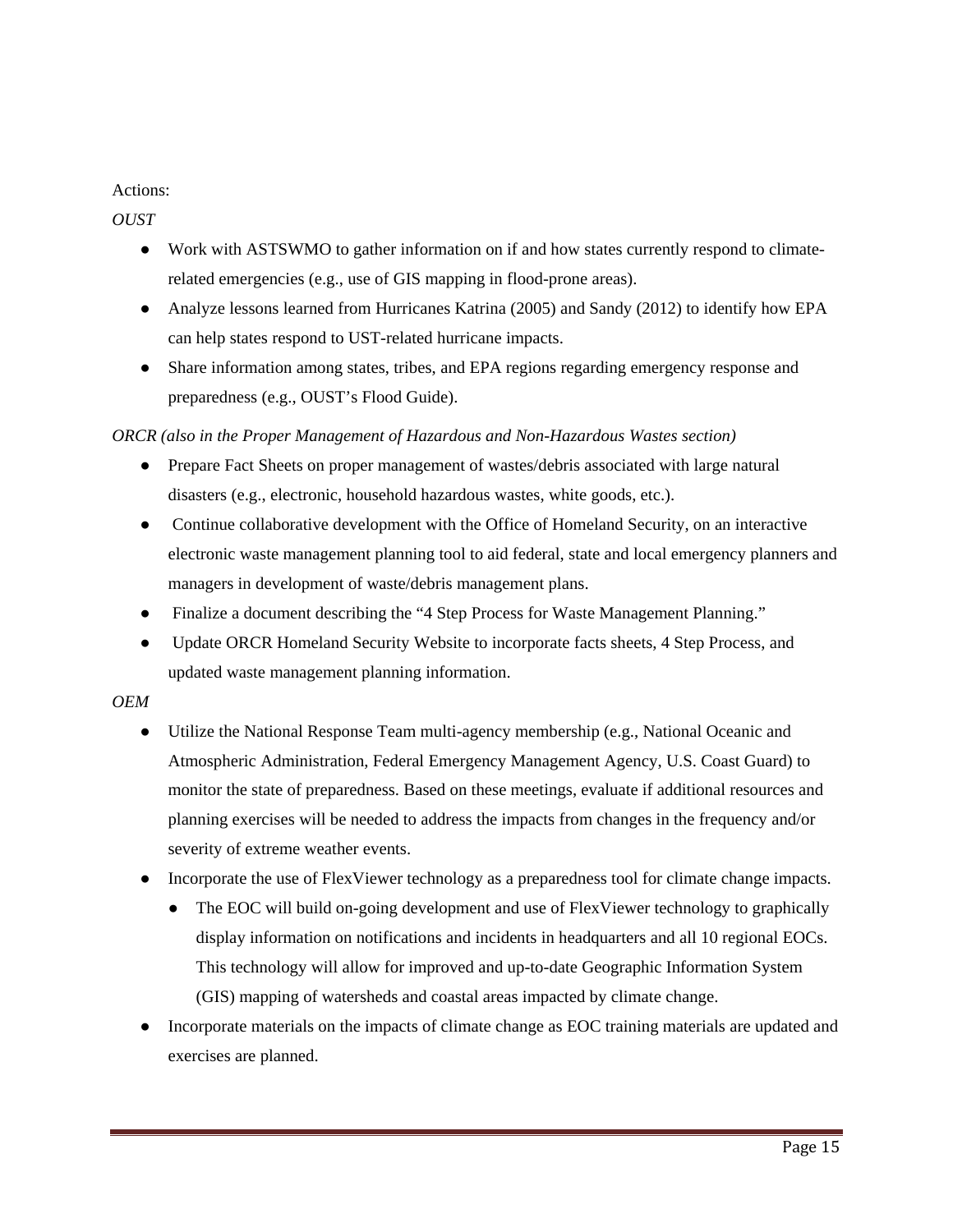Actions:

*OUST*

- Work with ASTSWMO to gather information on if and how states currently respond to climate-related emergencies (e.g., use of GIS mapping in flood-prone areas).
- Analyze lessons learned from Hurricanes Katrina (2005) and Sandy (2012) to identify how EPA can help states respond to UST-related hurricane impacts.
- Share information among states, tribes, and EPA regions regarding emergency response and preparedness (e.g., OUST's Flood Guide).

*ORCR (also in the Proper Management of Hazardous and Non-Hazardous Wastes section)*

- Prepare Fact Sheets on proper management of wastes/debris associated with large natural disasters (e.g., electronic, household hazardous wastes, white goods, etc.).
- Continue collaborative development with the Office of Homeland Security, on an interactive electronic waste management planning tool to aid federal, state and local emergency planners and managers in development of waste/debris management plans.
- Finalize a document describing the "4 Step Process for Waste Management Planning."
- Update ORCR Homeland Security Website to incorporate facts sheets, 4 Step Process, and updated waste management planning information.

*OEM*

- Utilize the National Response Team multi-agency membership (e.g., National Oceanic and Atmospheric Administration, Federal Emergency Management Agency, U.S. Coast Guard) to monitor the state of preparedness. Based on these meetings, evaluate if additional resources and planning exercises will be needed to address the impacts from changes in the frequency and/or severity of extreme weather events.
- Incorporate the use of FlexViewer technology as a preparedness tool for climate change impacts.
  - The EOC will build on-going development and use of FlexViewer technology to graphically display information on notifications and incidents in headquarters and all 10 regional EOCs. This technology will allow for improved and up-to-date Geographic Information System (GIS) mapping of watersheds and coastal areas impacted by climate change.
- Incorporate materials on the impacts of climate change as EOC training materials are updated and exercises are planned.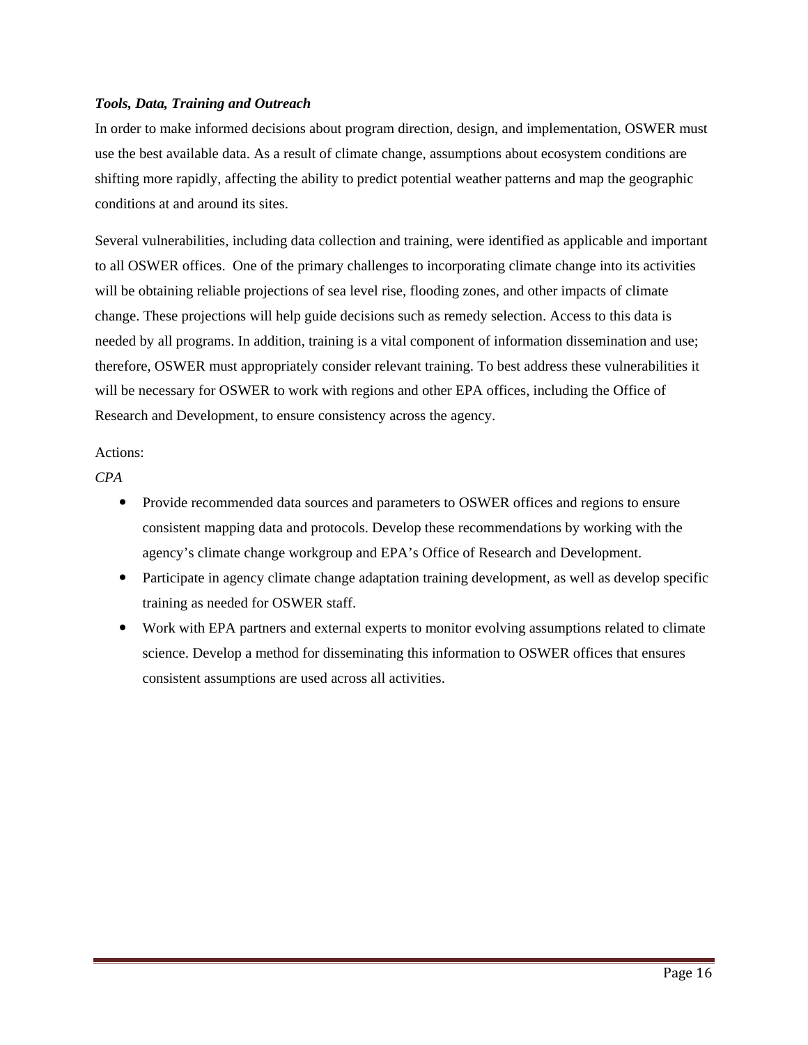***Tools, Data, Training and Outreach***

In order to make informed decisions about program direction, design, and implementation, OSWER must use the best available data. As a result of climate change, assumptions about ecosystem conditions are shifting more rapidly, affecting the ability to predict potential weather patterns and map the geographic conditions at and around its sites.

Several vulnerabilities, including data collection and training, were identified as applicable and important to all OSWER offices. One of the primary challenges to incorporating climate change into its activities will be obtaining reliable projections of sea level rise, flooding zones, and other impacts of climate change. These projections will help guide decisions such as remedy selection. Access to this data is needed by all programs. In addition, training is a vital component of information dissemination and use; therefore, OSWER must appropriately consider relevant training. To best address these vulnerabilities it will be necessary for OSWER to work with regions and other EPA offices, including the Office of Research and Development, to ensure consistency across the agency.

Actions:

*CPA*

- Provide recommended data sources and parameters to OSWER offices and regions to ensure consistent mapping data and protocols. Develop these recommendations by working with the agency's climate change workgroup and EPA's Office of Research and Development.
- Participate in agency climate change adaptation training development, as well as develop specific training as needed for OSWER staff.
- Work with EPA partners and external experts to monitor evolving assumptions related to climate science. Develop a method for disseminating this information to OSWER offices that ensures consistent assumptions are used across all activities.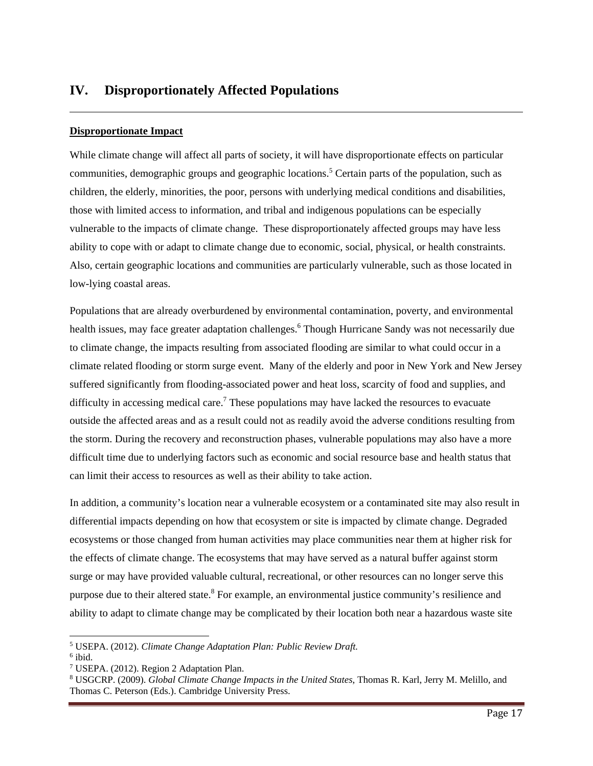## IV. Disproportionately Affected Populations

**Disproportionate Impact**

While climate change will affect all parts of society, it will have disproportionate effects on particular communities, demographic groups and geographic locations.[5] Certain parts of the population, such as children, the elderly, minorities, the poor, persons with underlying medical conditions and disabilities, those with limited access to information, and tribal and indigenous populations can be especially vulnerable to the impacts of climate change. These disproportionately affected groups may have less ability to cope with or adapt to climate change due to economic, social, physical, or health constraints. Also, certain geographic locations and communities are particularly vulnerable, such as those located in low-lying coastal areas.

Populations that are already overburdened by environmental contamination, poverty, and environmental health issues, may face greater adaptation challenges.[6] Though Hurricane Sandy was not necessarily due to climate change, the impacts resulting from associated flooding are similar to what could occur in a climate related flooding or storm surge event. Many of the elderly and poor in New York and New Jersey suffered significantly from flooding-associated power and heat loss, scarcity of food and supplies, and difficulty in accessing medical care.[7] These populations may have lacked the resources to evacuate outside the affected areas and as a result could not as readily avoid the adverse conditions resulting from the storm. During the recovery and reconstruction phases, vulnerable populations may also have a more difficult time due to underlying factors such as economic and social resource base and health status that can limit their access to resources as well as their ability to take action.

In addition, a community's location near a vulnerable ecosystem or a contaminated site may also result in differential impacts depending on how that ecosystem or site is impacted by climate change. Degraded ecosystems or those changed from human activities may place communities near them at higher risk for the effects of climate change. The ecosystems that may have served as a natural buffer against storm surge or may have provided valuable cultural, recreational, or other resources can no longer serve this purpose due to their altered state.[8] For example, an environmental justice community's resilience and ability to adapt to climate change may be complicated by their location both near a hazardous waste site

---

[5] USEPA. (2012). *Climate Change Adaptation Plan: Public Review Draft.*
[6] ibid.
[7] USEPA. (2012). Region 2 Adaptation Plan.
[8] USGCRP. (2009). *Global Climate Change Impacts in the United States*, Thomas R. Karl, Jerry M. Melillo, and Thomas C. Peterson (Eds.). Cambridge University Press.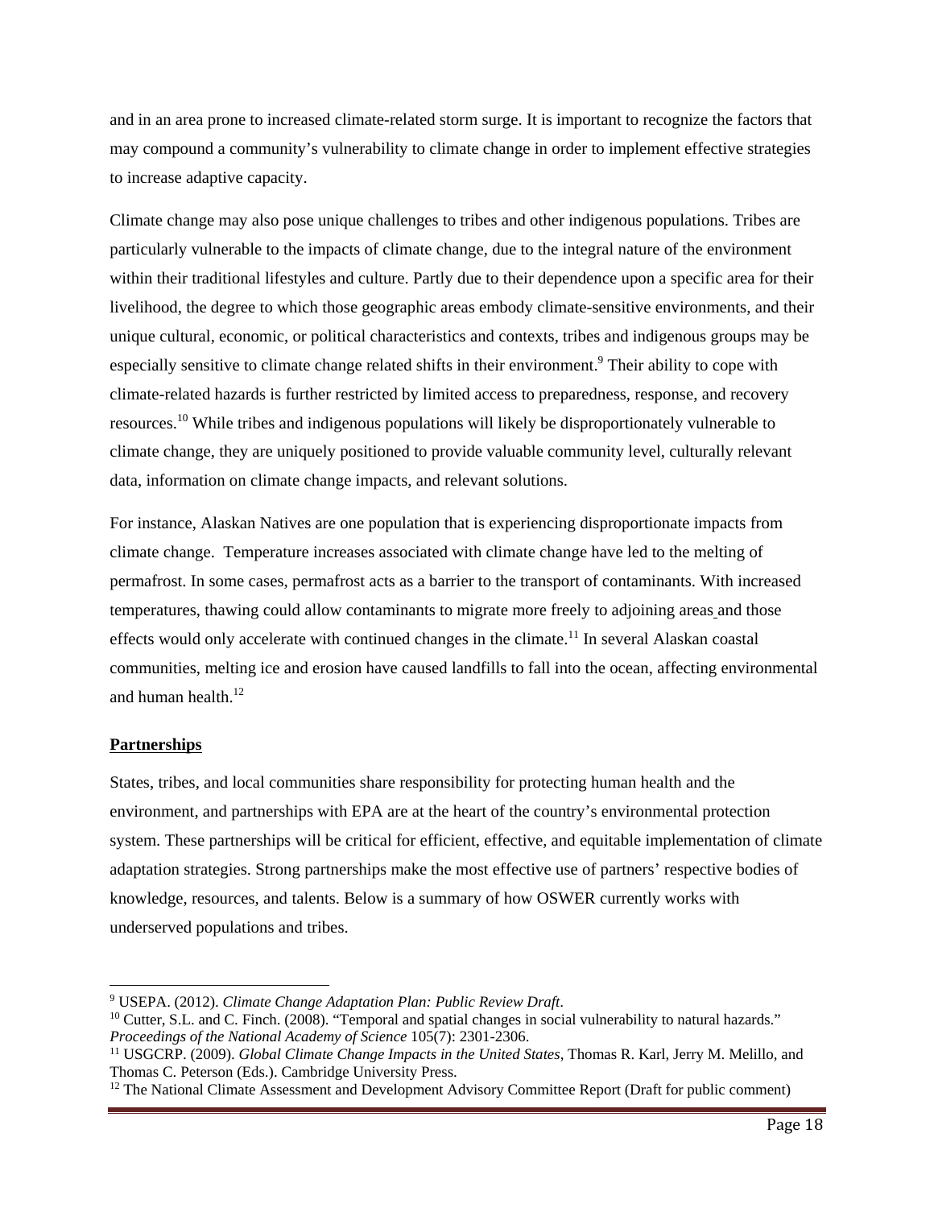and in an area prone to increased climate-related storm surge. It is important to recognize the factors that may compound a community's vulnerability to climate change in order to implement effective strategies to increase adaptive capacity.

Climate change may also pose unique challenges to tribes and other indigenous populations. Tribes are particularly vulnerable to the impacts of climate change, due to the integral nature of the environment within their traditional lifestyles and culture. Partly due to their dependence upon a specific area for their livelihood, the degree to which those geographic areas embody climate-sensitive environments, and their unique cultural, economic, or political characteristics and contexts, tribes and indigenous groups may be especially sensitive to climate change related shifts in their environment.[9] Their ability to cope with climate-related hazards is further restricted by limited access to preparedness, response, and recovery resources.[10] While tribes and indigenous populations will likely be disproportionately vulnerable to climate change, they are uniquely positioned to provide valuable community level, culturally relevant data, information on climate change impacts, and relevant solutions.

For instance, Alaskan Natives are one population that is experiencing disproportionate impacts from climate change. Temperature increases associated with climate change have led to the melting of permafrost. In some cases, permafrost acts as a barrier to the transport of contaminants. With increased temperatures, thawing could allow contaminants to migrate more freely to adjoining areas and those effects would only accelerate with continued changes in the climate.[11] In several Alaskan coastal communities, melting ice and erosion have caused landfills to fall into the ocean, affecting environmental and human health.[12]

## Partnerships

States, tribes, and local communities share responsibility for protecting human health and the environment, and partnerships with EPA are at the heart of the country's environmental protection system. These partnerships will be critical for efficient, effective, and equitable implementation of climate adaptation strategies. Strong partnerships make the most effective use of partners' respective bodies of knowledge, resources, and talents. Below is a summary of how OSWER currently works with underserved populations and tribes.

---

[9] USEPA. (2012). *Climate Change Adaptation Plan: Public Review Draft*.

[10] Cutter, S.L. and C. Finch. (2008). "Temporal and spatial changes in social vulnerability to natural hazards." *Proceedings of the National Academy of Science* 105(7): 2301-2306.

[11] USGCRP. (2009). *Global Climate Change Impacts in the United States*, Thomas R. Karl, Jerry M. Melillo, and Thomas C. Peterson (Eds.). Cambridge University Press.

[12] The National Climate Assessment and Development Advisory Committee Report (Draft for public comment)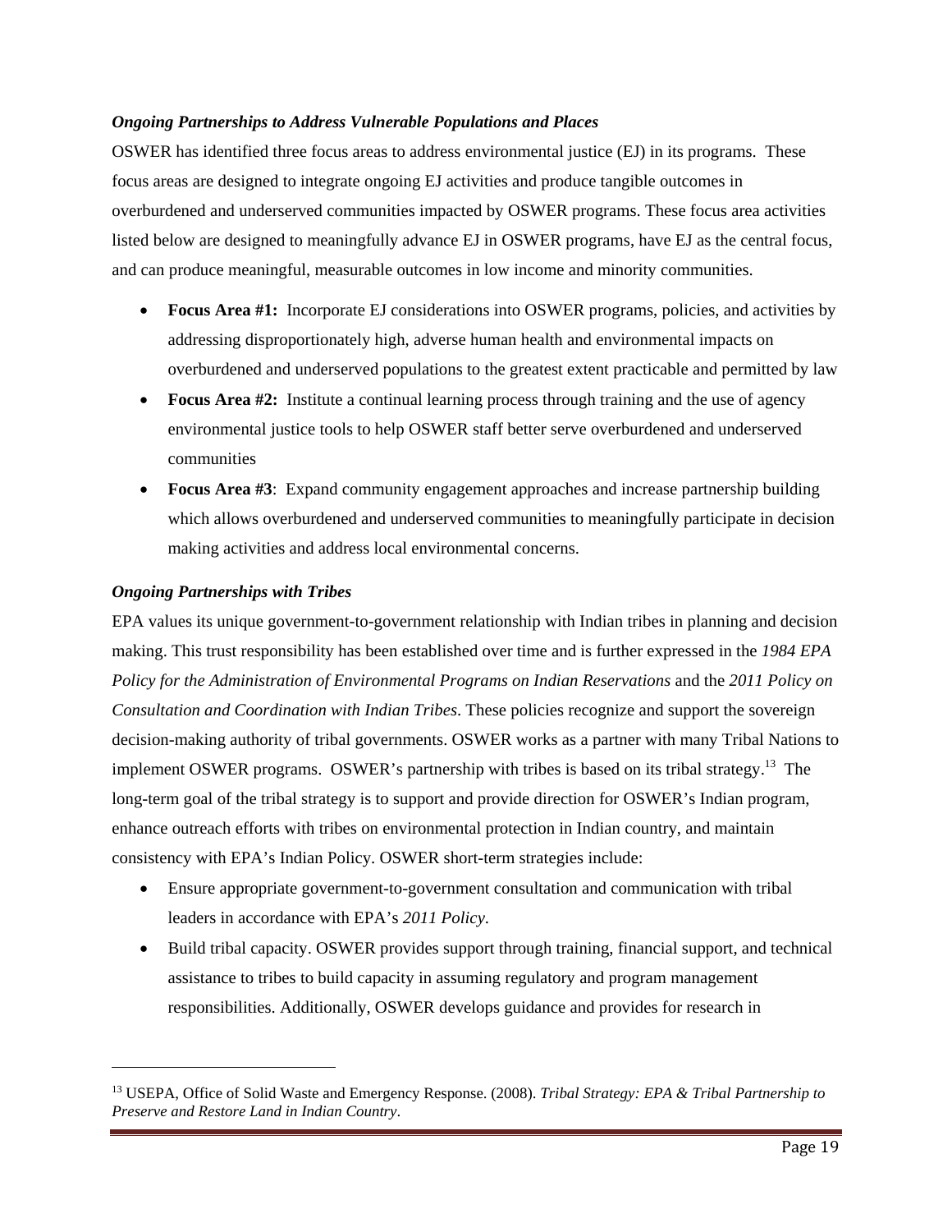### *Ongoing Partnerships to Address Vulnerable Populations and Places*

OSWER has identified three focus areas to address environmental justice (EJ) in its programs. These focus areas are designed to integrate ongoing EJ activities and produce tangible outcomes in overburdened and underserved communities impacted by OSWER programs. These focus area activities listed below are designed to meaningfully advance EJ in OSWER programs, have EJ as the central focus, and can produce meaningful, measurable outcomes in low income and minority communities.

- **Focus Area #1:** Incorporate EJ considerations into OSWER programs, policies, and activities by addressing disproportionately high, adverse human health and environmental impacts on overburdened and underserved populations to the greatest extent practicable and permitted by law
- **Focus Area #2:** Institute a continual learning process through training and the use of agency environmental justice tools to help OSWER staff better serve overburdened and underserved communities
- **Focus Area #3**: Expand community engagement approaches and increase partnership building which allows overburdened and underserved communities to meaningfully participate in decision making activities and address local environmental concerns.

### *Ongoing Partnerships with Tribes*

EPA values its unique government-to-government relationship with Indian tribes in planning and decision making. This trust responsibility has been established over time and is further expressed in the *1984 EPA Policy for the Administration of Environmental Programs on Indian Reservations* and the *2011 Policy on Consultation and Coordination with Indian Tribes*. These policies recognize and support the sovereign decision-making authority of tribal governments. OSWER works as a partner with many Tribal Nations to implement OSWER programs. OSWER's partnership with tribes is based on its tribal strategy.[13] The long-term goal of the tribal strategy is to support and provide direction for OSWER's Indian program, enhance outreach efforts with tribes on environmental protection in Indian country, and maintain consistency with EPA's Indian Policy. OSWER short-term strategies include:

- Ensure appropriate government-to-government consultation and communication with tribal leaders in accordance with EPA's *2011 Policy.*
- Build tribal capacity. OSWER provides support through training, financial support, and technical assistance to tribes to build capacity in assuming regulatory and program management responsibilities. Additionally, OSWER develops guidance and provides for research in

[13] USEPA, Office of Solid Waste and Emergency Response. (2008). *Tribal Strategy: EPA & Tribal Partnership to Preserve and Restore Land in Indian Country*.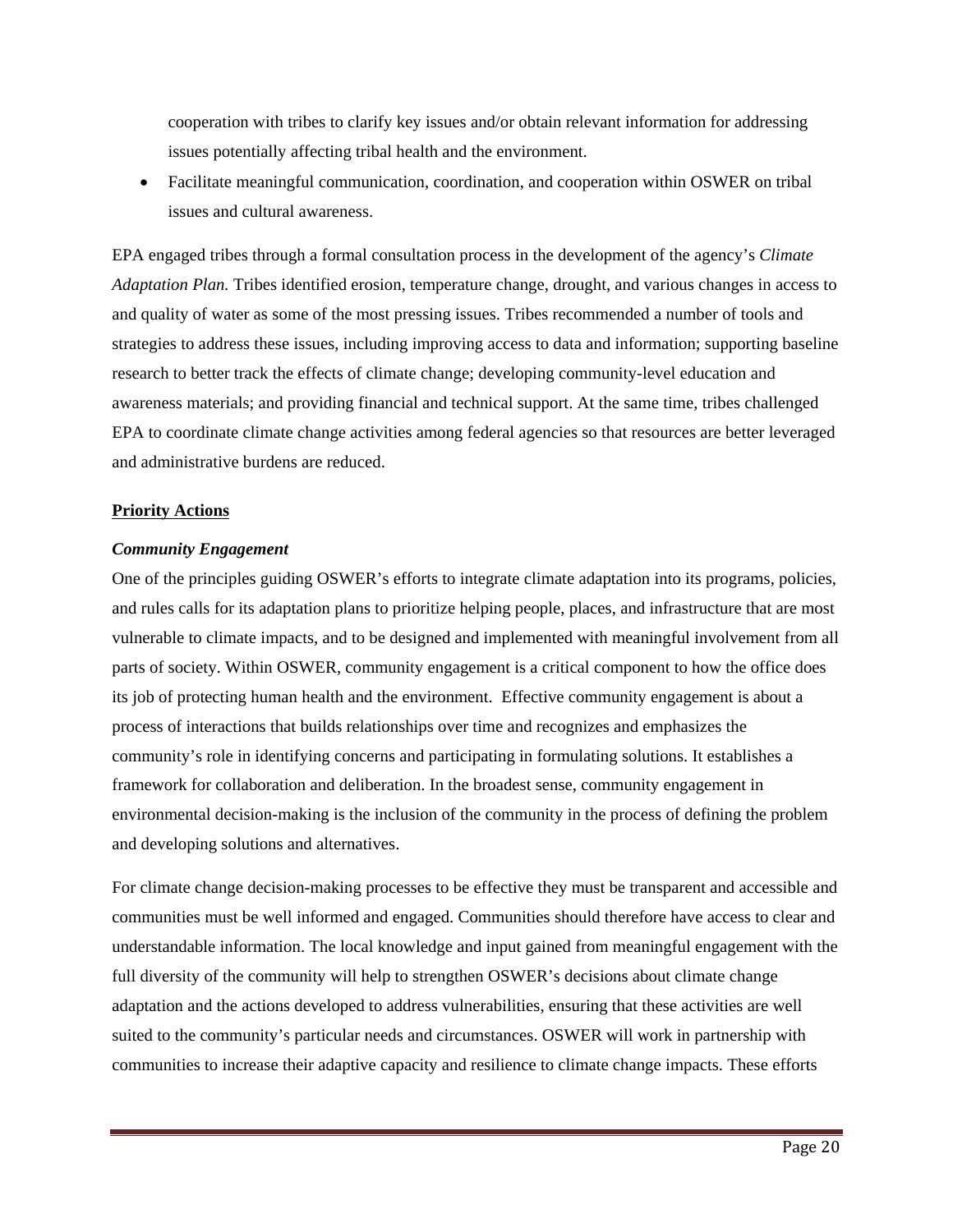cooperation with tribes to clarify key issues and/or obtain relevant information for addressing issues potentially affecting tribal health and the environment.

- Facilitate meaningful communication, coordination, and cooperation within OSWER on tribal issues and cultural awareness.

EPA engaged tribes through a formal consultation process in the development of the agency's *Climate Adaptation Plan.* Tribes identified erosion, temperature change, drought, and various changes in access to and quality of water as some of the most pressing issues. Tribes recommended a number of tools and strategies to address these issues, including improving access to data and information; supporting baseline research to better track the effects of climate change; developing community-level education and awareness materials; and providing financial and technical support. At the same time, tribes challenged EPA to coordinate climate change activities among federal agencies so that resources are better leveraged and administrative burdens are reduced.

**Priority Actions**

***Community Engagement***

One of the principles guiding OSWER's efforts to integrate climate adaptation into its programs, policies, and rules calls for its adaptation plans to prioritize helping people, places, and infrastructure that are most vulnerable to climate impacts, and to be designed and implemented with meaningful involvement from all parts of society. Within OSWER, community engagement is a critical component to how the office does its job of protecting human health and the environment. Effective community engagement is about a process of interactions that builds relationships over time and recognizes and emphasizes the community's role in identifying concerns and participating in formulating solutions. It establishes a framework for collaboration and deliberation. In the broadest sense, community engagement in environmental decision-making is the inclusion of the community in the process of defining the problem and developing solutions and alternatives.

For climate change decision-making processes to be effective they must be transparent and accessible and communities must be well informed and engaged. Communities should therefore have access to clear and understandable information. The local knowledge and input gained from meaningful engagement with the full diversity of the community will help to strengthen OSWER's decisions about climate change adaptation and the actions developed to address vulnerabilities, ensuring that these activities are well suited to the community's particular needs and circumstances. OSWER will work in partnership with communities to increase their adaptive capacity and resilience to climate change impacts. These efforts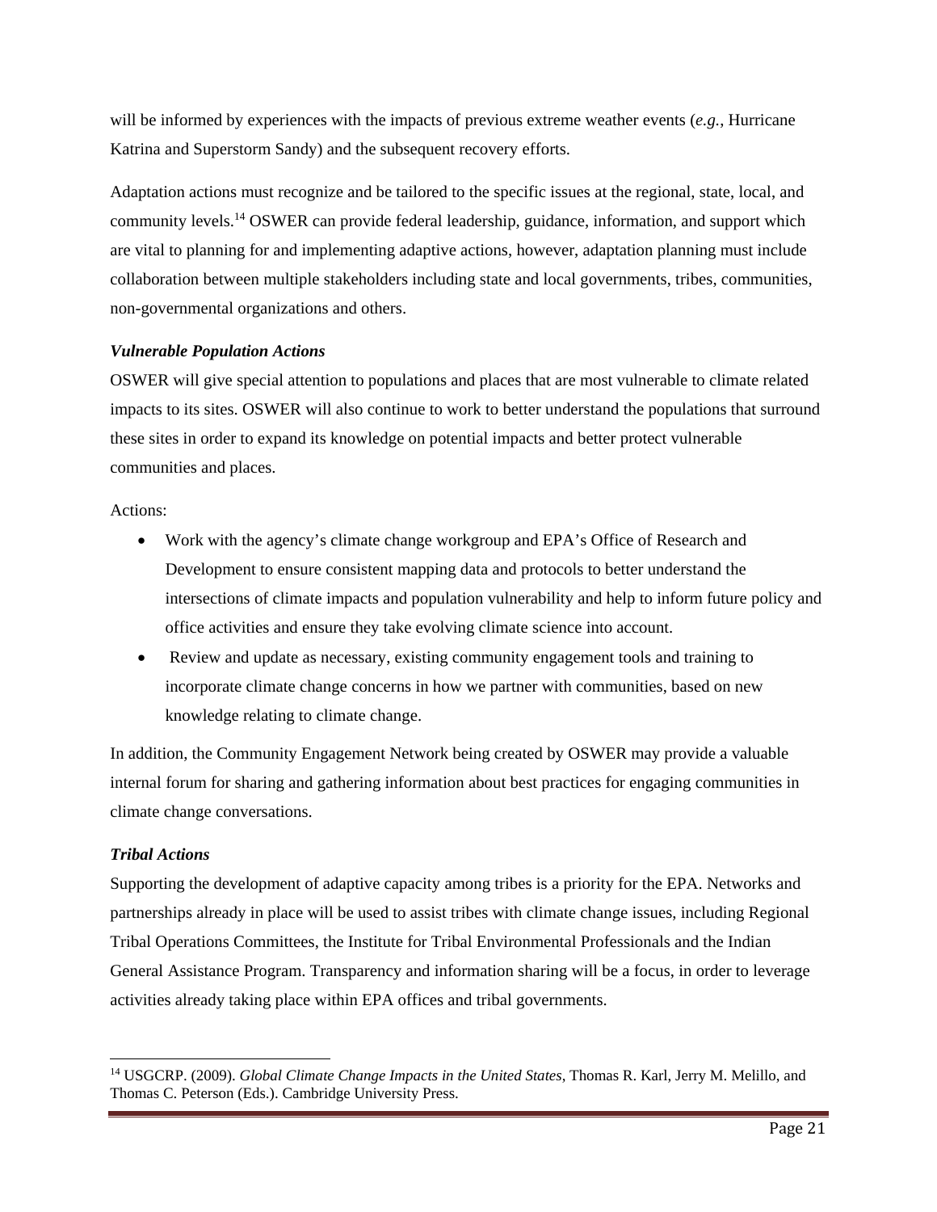will be informed by experiences with the impacts of previous extreme weather events (*e.g.*, Hurricane Katrina and Superstorm Sandy) and the subsequent recovery efforts.

Adaptation actions must recognize and be tailored to the specific issues at the regional, state, local, and community levels.[14] OSWER can provide federal leadership, guidance, information, and support which are vital to planning for and implementing adaptive actions, however, adaptation planning must include collaboration between multiple stakeholders including state and local governments, tribes, communities, non-governmental organizations and others.

***Vulnerable Population Actions***

OSWER will give special attention to populations and places that are most vulnerable to climate related impacts to its sites. OSWER will also continue to work to better understand the populations that surround these sites in order to expand its knowledge on potential impacts and better protect vulnerable communities and places.

Actions:

- Work with the agency's climate change workgroup and EPA's Office of Research and Development to ensure consistent mapping data and protocols to better understand the intersections of climate impacts and population vulnerability and help to inform future policy and office activities and ensure they take evolving climate science into account.
- Review and update as necessary, existing community engagement tools and training to incorporate climate change concerns in how we partner with communities, based on new knowledge relating to climate change.

In addition, the Community Engagement Network being created by OSWER may provide a valuable internal forum for sharing and gathering information about best practices for engaging communities in climate change conversations.

***Tribal Actions***

Supporting the development of adaptive capacity among tribes is a priority for the EPA. Networks and partnerships already in place will be used to assist tribes with climate change issues, including Regional Tribal Operations Committees, the Institute for Tribal Environmental Professionals and the Indian General Assistance Program. Transparency and information sharing will be a focus, in order to leverage activities already taking place within EPA offices and tribal governments.

---

[14] USGCRP. (2009). *Global Climate Change Impacts in the United States*, Thomas R. Karl, Jerry M. Melillo, and Thomas C. Peterson (Eds.). Cambridge University Press.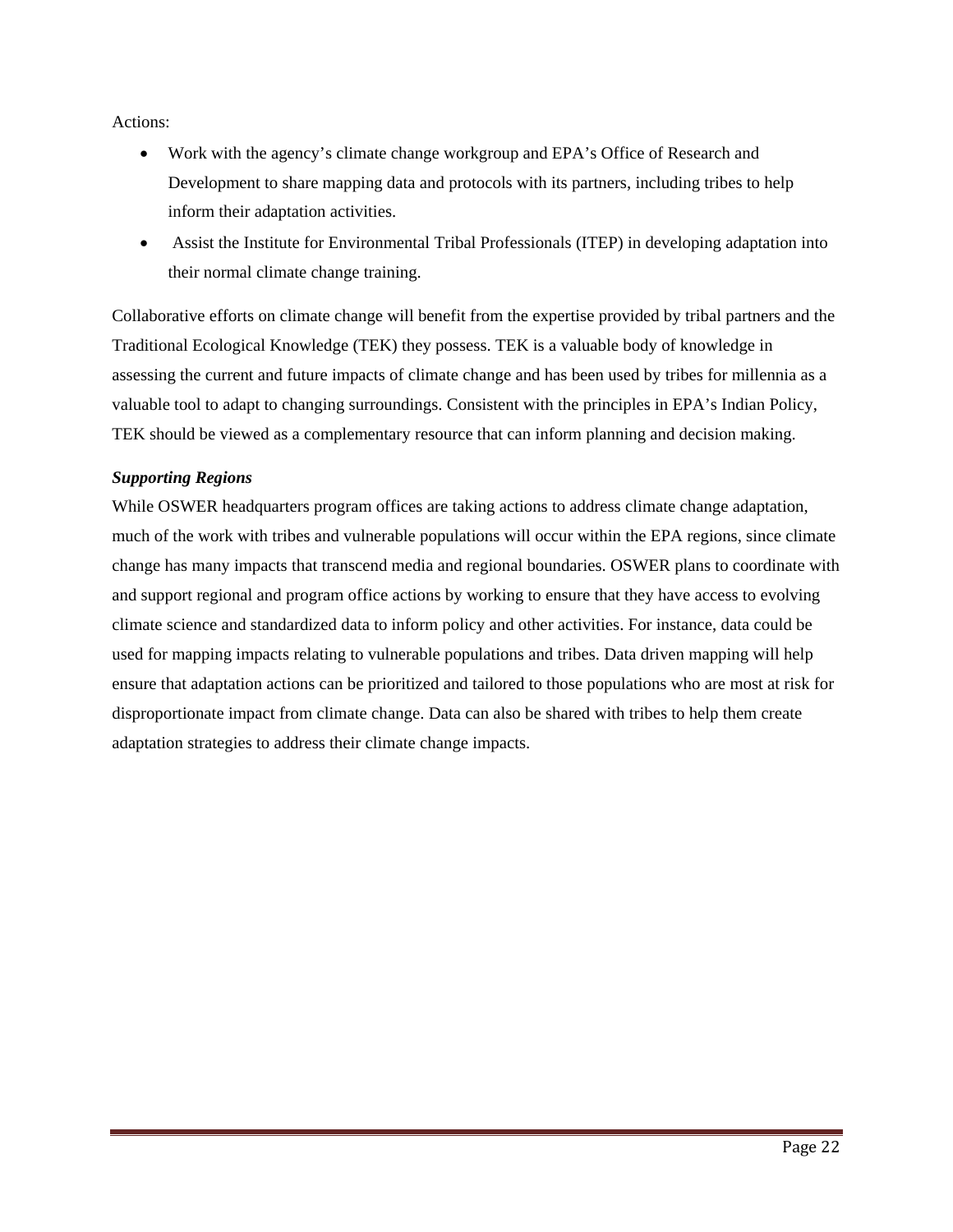Actions:

- Work with the agency's climate change workgroup and EPA's Office of Research and Development to share mapping data and protocols with its partners, including tribes to help inform their adaptation activities.
- Assist the Institute for Environmental Tribal Professionals (ITEP) in developing adaptation into their normal climate change training.

Collaborative efforts on climate change will benefit from the expertise provided by tribal partners and the Traditional Ecological Knowledge (TEK) they possess. TEK is a valuable body of knowledge in assessing the current and future impacts of climate change and has been used by tribes for millennia as a valuable tool to adapt to changing surroundings. Consistent with the principles in EPA's Indian Policy, TEK should be viewed as a complementary resource that can inform planning and decision making.

***Supporting Regions***

While OSWER headquarters program offices are taking actions to address climate change adaptation, much of the work with tribes and vulnerable populations will occur within the EPA regions, since climate change has many impacts that transcend media and regional boundaries. OSWER plans to coordinate with and support regional and program office actions by working to ensure that they have access to evolving climate science and standardized data to inform policy and other activities. For instance, data could be used for mapping impacts relating to vulnerable populations and tribes. Data driven mapping will help ensure that adaptation actions can be prioritized and tailored to those populations who are most at risk for disproportionate impact from climate change. Data can also be shared with tribes to help them create adaptation strategies to address their climate change impacts.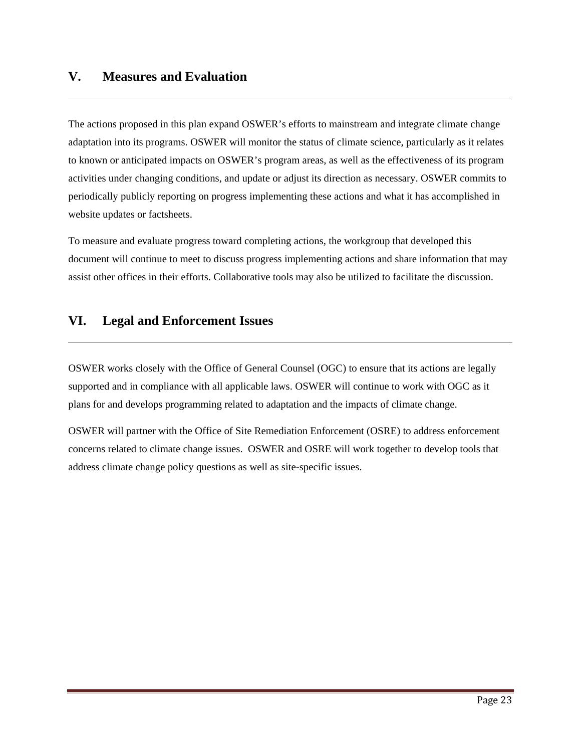## V. Measures and Evaluation

The actions proposed in this plan expand OSWER's efforts to mainstream and integrate climate change adaptation into its programs. OSWER will monitor the status of climate science, particularly as it relates to known or anticipated impacts on OSWER's program areas, as well as the effectiveness of its program activities under changing conditions, and update or adjust its direction as necessary. OSWER commits to periodically publicly reporting on progress implementing these actions and what it has accomplished in website updates or factsheets.

To measure and evaluate progress toward completing actions, the workgroup that developed this document will continue to meet to discuss progress implementing actions and share information that may assist other offices in their efforts. Collaborative tools may also be utilized to facilitate the discussion.

## VI. Legal and Enforcement Issues

OSWER works closely with the Office of General Counsel (OGC) to ensure that its actions are legally supported and in compliance with all applicable laws. OSWER will continue to work with OGC as it plans for and develops programming related to adaptation and the impacts of climate change.

OSWER will partner with the Office of Site Remediation Enforcement (OSRE) to address enforcement concerns related to climate change issues. OSWER and OSRE will work together to develop tools that address climate change policy questions as well as site-specific issues.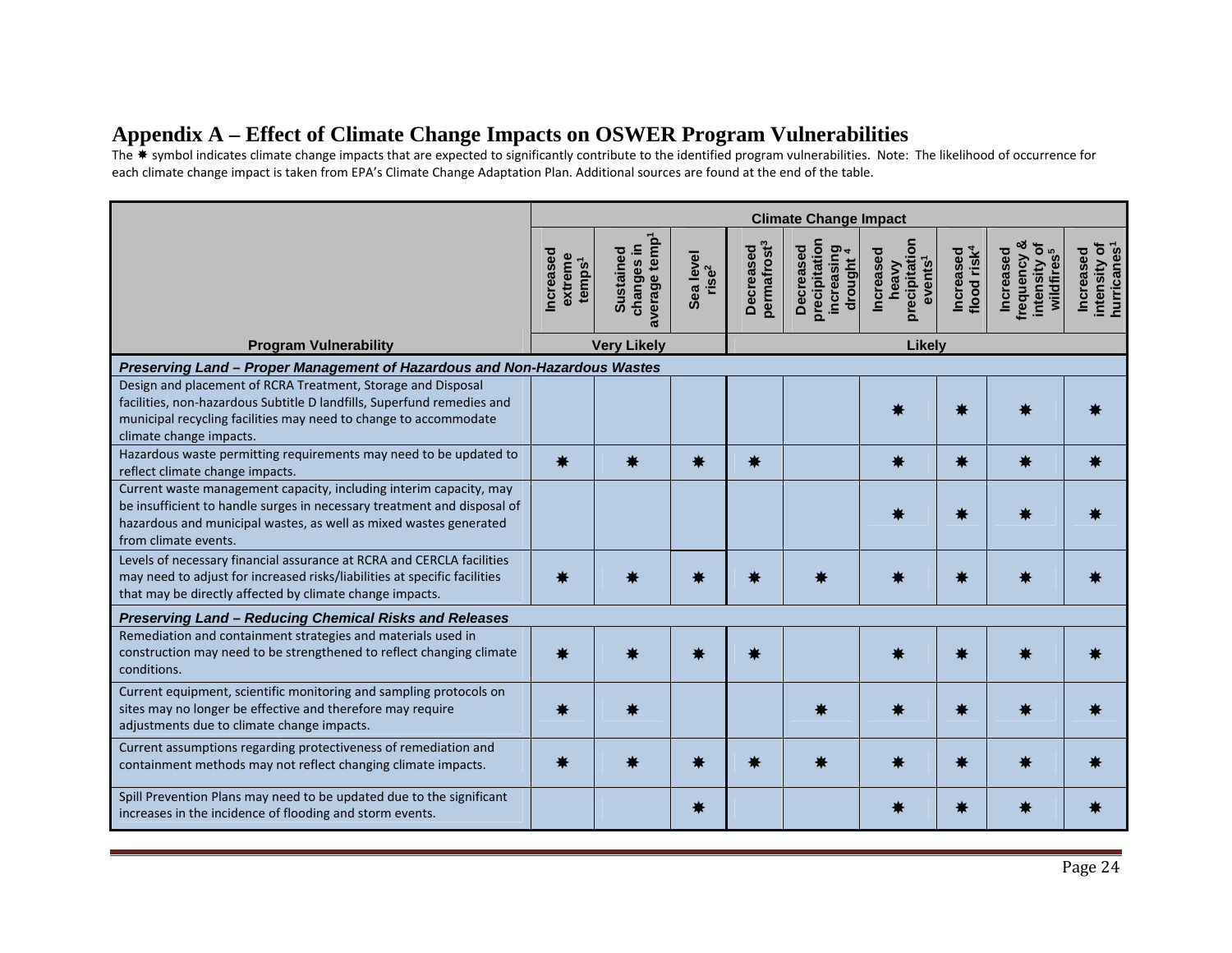# Appendix A – Effect of Climate Change Impacts on OSWER Program Vulnerabilities

The ✸ symbol indicates climate change impacts that are expected to significantly contribute to the identified program vulnerabilities. Note: The likelihood of occurrence for each climate change impact is taken from EPA's Climate Change Adaptation Plan. Additional sources are found at the end of the table.

| | Climate Change Impact | | | | | | | | |
|---|---|---|---|---|---|---|---|---|---|
| | Increased extreme temps[1] | Sustained changes in average temp[1] | Sea level rise[2] | Decreased permafrost[3] | Decreased precipitation increasing drought [4] | Increased heavy precipitation events[1] | Increased flood risk[4] | Increased frequency & intensity of wildfires[5] | Increased intensity of hurricanes[1] |
| **Program Vulnerability** | **Very Likely** | | | **Likely** | | | | | |
| ***Preserving Land – Proper Management of Hazardous and Non-Hazardous Wastes*** | | | | | | | | | |
| Design and placement of RCRA Treatment, Storage and Disposal facilities, non-hazardous Subtitle D landfills, Superfund remedies and municipal recycling facilities may need to change to accommodate climate change impacts. | | | | | | ✸ | ✸ | ✸ | ✸ |
| Hazardous waste permitting requirements may need to be updated to reflect climate change impacts. | ✸ | ✸ | ✸ | ✸ | | ✸ | ✸ | ✸ | ✸ |
| Current waste management capacity, including interim capacity, may be insufficient to handle surges in necessary treatment and disposal of hazardous and municipal wastes, as well as mixed wastes generated from climate events. | | | | | | ✸ | ✸ | ✸ | ✸ |
| Levels of necessary financial assurance at RCRA and CERCLA facilities may need to adjust for increased risks/liabilities at specific facilities that may be directly affected by climate change impacts. | ✸ | ✸ | ✸ | ✸ | ✸ | ✸ | ✸ | ✸ | ✸ |
| ***Preserving Land – Reducing Chemical Risks and Releases*** | | | | | | | | | |
| Remediation and containment strategies and materials used in construction may need to be strengthened to reflect changing climate conditions. | ✸ | ✸ | ✸ | ✸ | | ✸ | ✸ | ✸ | ✸ |
| Current equipment, scientific monitoring and sampling protocols on sites may no longer be effective and therefore may require adjustments due to climate change impacts. | ✸ | ✸ | | | ✸ | ✸ | ✸ | ✸ | ✸ |
| Current assumptions regarding protectiveness of remediation and containment methods may not reflect changing climate impacts. | ✸ | ✸ | ✸ | ✸ | ✸ | ✸ | ✸ | ✸ | ✸ |
| Spill Prevention Plans may need to be updated due to the significant increases in the incidence of flooding and storm events. | | | ✸ | | | ✸ | ✸ | ✸ | ✸ |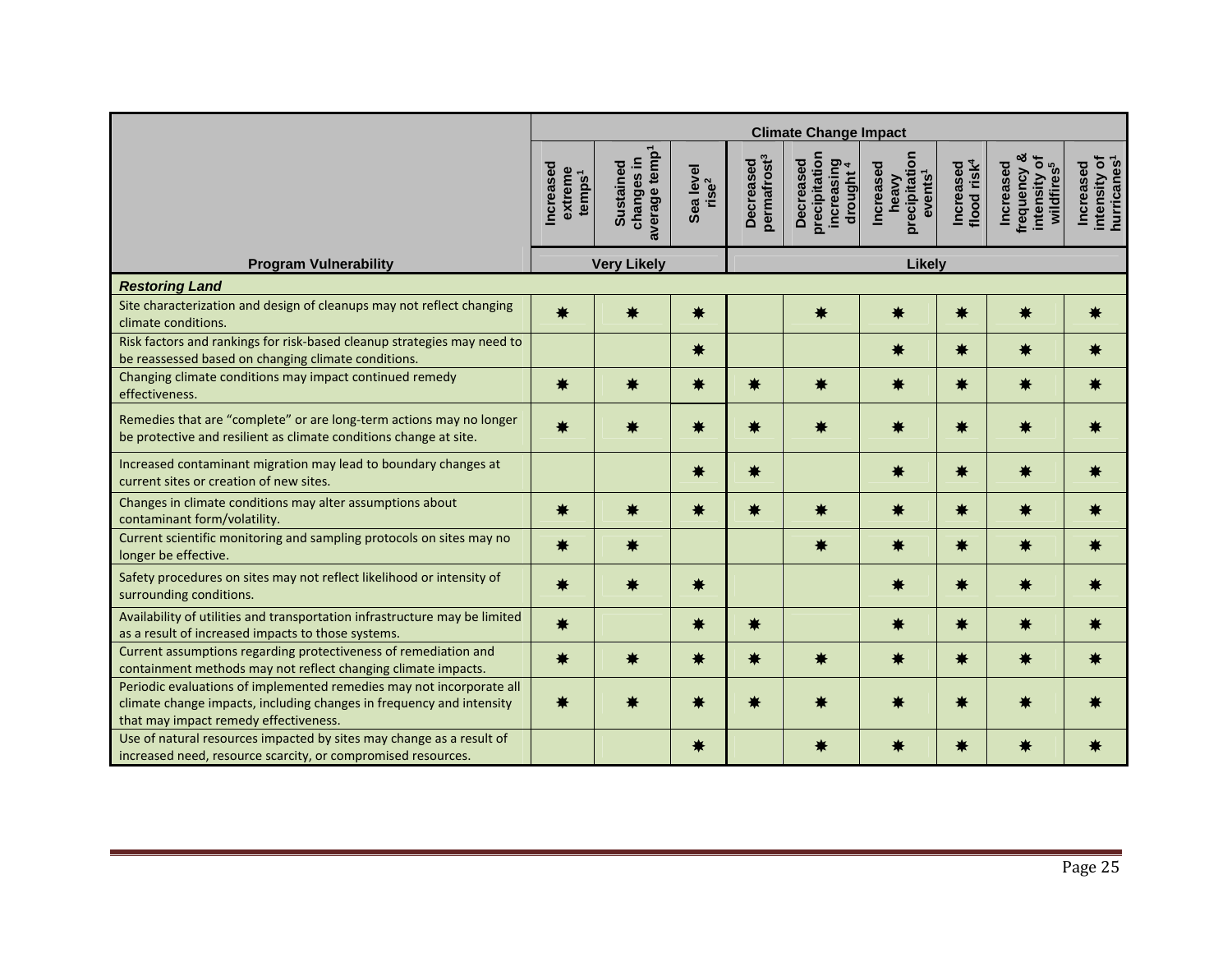| Program Vulnerability | Climate Change Impact | | | | | | | | |
|---|---|---|---|---|---|---|---|---|---|
| | Increased extreme temps[1] | Sustained changes in average temp[1] | Sea level rise[2] | Decreased permafrost[3] | Decreased precipitation increasing drought[4] | Increased heavy precipitation events[1] | Increased flood risk[4] | Increased frequency & intensity of wildfires[5] | Increased intensity of hurricanes[1] |
| | Very Likely | | | Likely | | | | | |
| ***Restoring Land*** | | | | | | | | | |
| Site characterization and design of cleanups may not reflect changing climate conditions. | ✸ | ✸ | ✸ | | ✸ | ✸ | ✸ | ✸ | ✸ |
| Risk factors and rankings for risk-based cleanup strategies may need to be reassessed based on changing climate conditions. | | | ✸ | | | ✸ | ✸ | ✸ | ✸ |
| Changing climate conditions may impact continued remedy effectiveness. | ✸ | ✸ | ✸ | ✸ | ✸ | ✸ | ✸ | ✸ | ✸ |
| Remedies that are "complete" or are long-term actions may no longer be protective and resilient as climate conditions change at site. | ✸ | ✸ | ✸ | ✸ | ✸ | ✸ | ✸ | ✸ | ✸ |
| Increased contaminant migration may lead to boundary changes at current sites or creation of new sites. | | | ✸ | ✸ | | ✸ | ✸ | ✸ | ✸ |
| Changes in climate conditions may alter assumptions about contaminant form/volatility. | ✸ | ✸ | ✸ | ✸ | ✸ | ✸ | ✸ | ✸ | ✸ |
| Current scientific monitoring and sampling protocols on sites may no longer be effective. | ✸ | ✸ | | | ✸ | ✸ | ✸ | ✸ | ✸ |
| Safety procedures on sites may not reflect likelihood or intensity of surrounding conditions. | ✸ | ✸ | ✸ | | | ✸ | ✸ | ✸ | ✸ |
| Availability of utilities and transportation infrastructure may be limited as a result of increased impacts to those systems. | ✸ | | ✸ | ✸ | | ✸ | ✸ | ✸ | ✸ |
| Current assumptions regarding protectiveness of remediation and containment methods may not reflect changing climate impacts. | ✸ | ✸ | ✸ | ✸ | ✸ | ✸ | ✸ | ✸ | ✸ |
| Periodic evaluations of implemented remedies may not incorporate all climate change impacts, including changes in frequency and intensity that may impact remedy effectiveness. | ✸ | ✸ | ✸ | ✸ | ✸ | ✸ | ✸ | ✸ | ✸ |
| Use of natural resources impacted by sites may change as a result of increased need, resource scarcity, or compromised resources. | | | ✸ | | ✸ | ✸ | ✸ | ✸ | ✸ |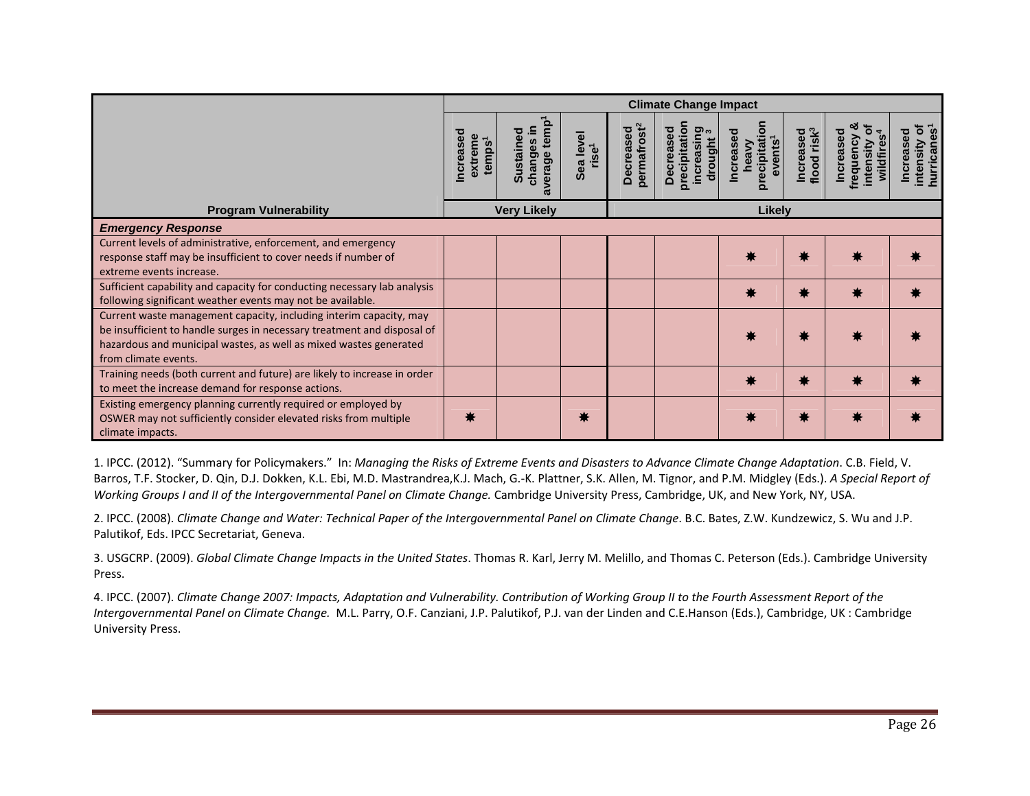| Program Vulnerability | Climate Change Impact | | | | | | | | |
|---|---|---|---|---|---|---|---|---|---|
| | Increased extreme temps[1] | Sustained changes in average temp[1] | Sea level rise[1] | Decreased permafrost[2] | Decreased precipitation increasing drought [3] | Increased heavy precipitation events[1] | Increased flood risk[3] | Increased frequency & intensity of wildfires[4] | Increased intensity of hurricanes[1] |
| | Very Likely | | | Likely | | | | | |
| ***Emergency Response*** | | | | | | | | | |
| Current levels of administrative, enforcement, and emergency response staff may be insufficient to cover needs if number of extreme events increase. | | | | | | ✸ | ✸ | ✸ | ✸ |
| Sufficient capability and capacity for conducting necessary lab analysis following significant weather events may not be available. | | | | | | ✸ | ✸ | ✸ | ✸ |
| Current waste management capacity, including interim capacity, may be insufficient to handle surges in necessary treatment and disposal of hazardous and municipal wastes, as well as mixed wastes generated from climate events. | | | | | | ✸ | ✸ | ✸ | ✸ |
| Training needs (both current and future) are likely to increase in order to meet the increase demand for response actions. | | | | | | ✸ | ✸ | ✸ | ✸ |
| Existing emergency planning currently required or employed by OSWER may not sufficiently consider elevated risks from multiple climate impacts. | ✸ | | ✸ | | | ✸ | ✸ | ✸ | ✸ |

1. IPCC. (2012). "Summary for Policymakers." In: *Managing the Risks of Extreme Events and Disasters to Advance Climate Change Adaptation*. C.B. Field, V. Barros, T.F. Stocker, D. Qin, D.J. Dokken, K.L. Ebi, M.D. Mastrandrea,K.J. Mach, G.-K. Plattner, S.K. Allen, M. Tignor, and P.M. Midgley (Eds.). *A Special Report of Working Groups I and II of the Intergovernmental Panel on Climate Change.* Cambridge University Press, Cambridge, UK, and New York, NY, USA.

2. IPCC. (2008). *Climate Change and Water: Technical Paper of the Intergovernmental Panel on Climate Change*. B.C. Bates, Z.W. Kundzewicz, S. Wu and J.P. Palutikof, Eds. IPCC Secretariat, Geneva.

3. USGCRP. (2009). *Global Climate Change Impacts in the United States*. Thomas R. Karl, Jerry M. Melillo, and Thomas C. Peterson (Eds.). Cambridge University Press.

4. IPCC. (2007). *Climate Change 2007: Impacts, Adaptation and Vulnerability. Contribution of Working Group II to the Fourth Assessment Report of the Intergovernmental Panel on Climate Change.* M.L. Parry, O.F. Canziani, J.P. Palutikof, P.J. van der Linden and C.E.Hanson (Eds.), Cambridge, UK : Cambridge University Press.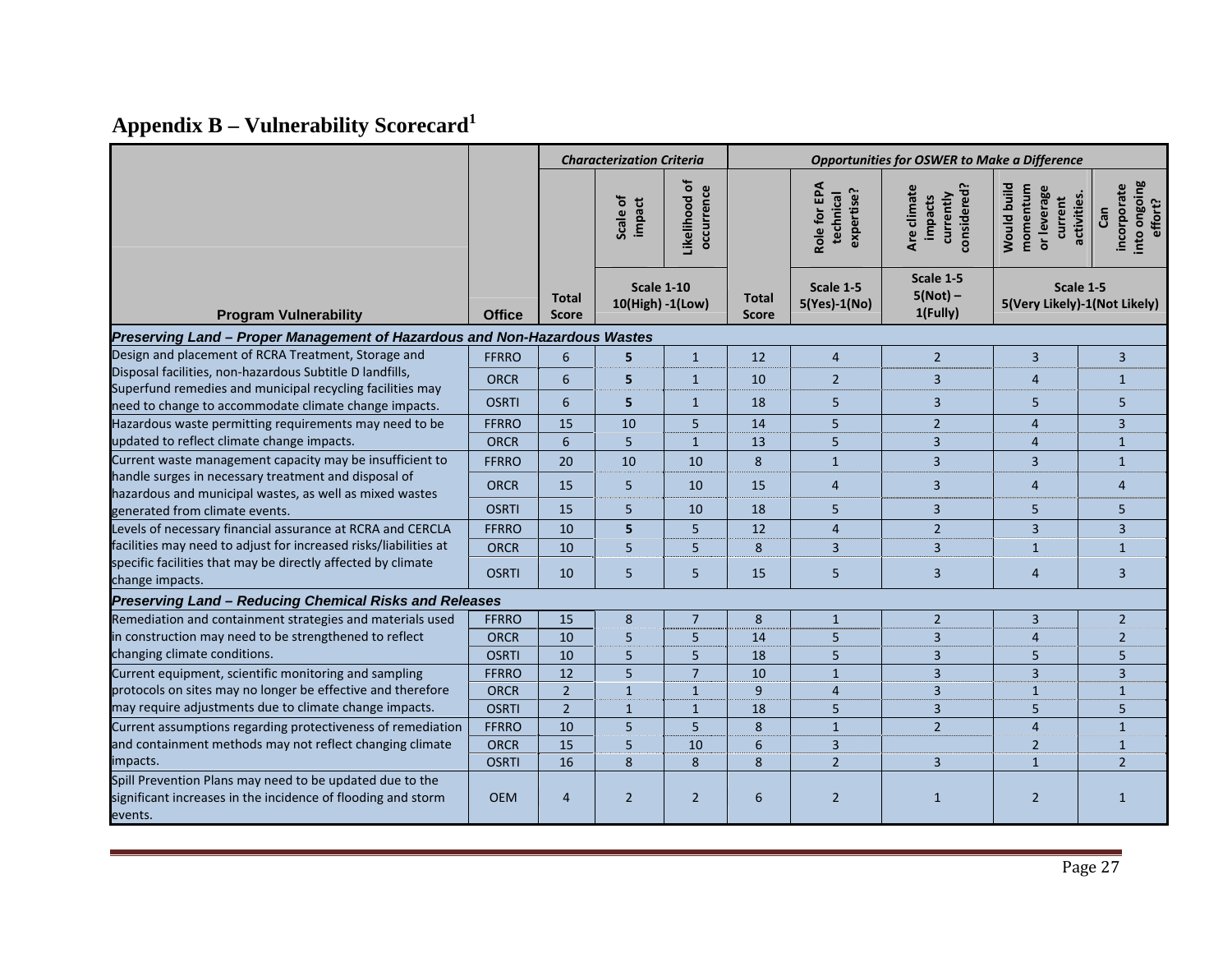## Appendix B – Vulnerability Scorecard[1]

| Program Vulnerability | Office | *Characterization Criteria* | | | *Opportunities for OSWER to Make a Difference* | | | | |
|---|---|---|---|---|---|---|---|---|---|
| | | Total Score | Scale of impact | Likelihood of occurrence | Total Score | Role for EPA technical expertise? | Are climate impacts currently considered? | Would build momentum or leverage current activities. | Can incorporate into ongoing effort? |
| | | | Scale 1-10 10(High) -1(Low) | | | Scale 1-5 5(Yes)-1(No) | Scale 1-5 5(Not) – 1(Fully) | Scale 1-5 5(Very Likely)-1(Not Likely) | |
| ***Preserving Land – Proper Management of Hazardous and Non-Hazardous Wastes*** | | | | | | | | | |
| Design and placement of RCRA Treatment, Storage and Disposal facilities, non-hazardous Subtitle D landfills, Superfund remedies and municipal recycling facilities may need to change to accommodate climate change impacts. | FFRRO | 6 | **5** | 1 | 12 | 4 | 2 | 3 | 3 |
| | ORCR | 6 | **5** | 1 | 10 | 2 | 3 | 4 | 1 |
| | OSRTI | 6 | **5** | 1 | 18 | 5 | 3 | 5 | 5 |
| Hazardous waste permitting requirements may need to be updated to reflect climate change impacts. | FFRRO | 15 | 10 | 5 | 14 | 5 | 2 | 4 | 3 |
| | ORCR | 6 | 5 | 1 | 13 | 5 | 3 | 4 | 1 |
| Current waste management capacity may be insufficient to handle surges in necessary treatment and disposal of hazardous and municipal wastes, as well as mixed wastes generated from climate events. | FFRRO | 20 | 10 | 10 | 8 | 1 | 3 | 3 | 1 |
| | ORCR | 15 | 5 | 10 | 15 | 4 | 3 | 4 | 4 |
| | OSRTI | 15 | 5 | 10 | 18 | 5 | 3 | 5 | 5 |
| Levels of necessary financial assurance at RCRA and CERCLA facilities may need to adjust for increased risks/liabilities at specific facilities that may be directly affected by climate change impacts. | FFRRO | 10 | **5** | 5 | 12 | 4 | 2 | 3 | 3 |
| | ORCR | 10 | 5 | 5 | 8 | 3 | 3 | 1 | 1 |
| | OSRTI | 10 | 5 | 5 | 15 | 5 | 3 | 4 | 3 |
| ***Preserving Land – Reducing Chemical Risks and Releases*** | | | | | | | | | |
| Remediation and containment strategies and materials used in construction may need to be strengthened to reflect changing climate conditions. | FFRRO | 15 | 8 | 7 | 8 | 1 | 2 | 3 | 2 |
| | ORCR | 10 | 5 | 5 | 14 | 5 | 3 | 4 | 2 |
| | OSRTI | 10 | 5 | 5 | 18 | 5 | 3 | 5 | 5 |
| Current equipment, scientific monitoring and sampling protocols on sites may no longer be effective and therefore may require adjustments due to climate change impacts. | FFRRO | 12 | 5 | 7 | 10 | 1 | 3 | 3 | 3 |
| | ORCR | 2 | 1 | 1 | 9 | 4 | 3 | 1 | 1 |
| | OSRTI | 2 | 1 | 1 | 18 | 5 | 3 | 5 | 5 |
| Current assumptions regarding protectiveness of remediation and containment methods may not reflect changing climate impacts. | FFRRO | 10 | 5 | 5 | 8 | 1 | 2 | 4 | 1 |
| | ORCR | 15 | 5 | 10 | 6 | 3 | | 2 | 1 |
| | OSRTI | 16 | 8 | 8 | 8 | 2 | 3 | 1 | 2 |
| Spill Prevention Plans may need to be updated due to the significant increases in the incidence of flooding and storm events. | OEM | 4 | 2 | 2 | 6 | 2 | 1 | 2 | 1 |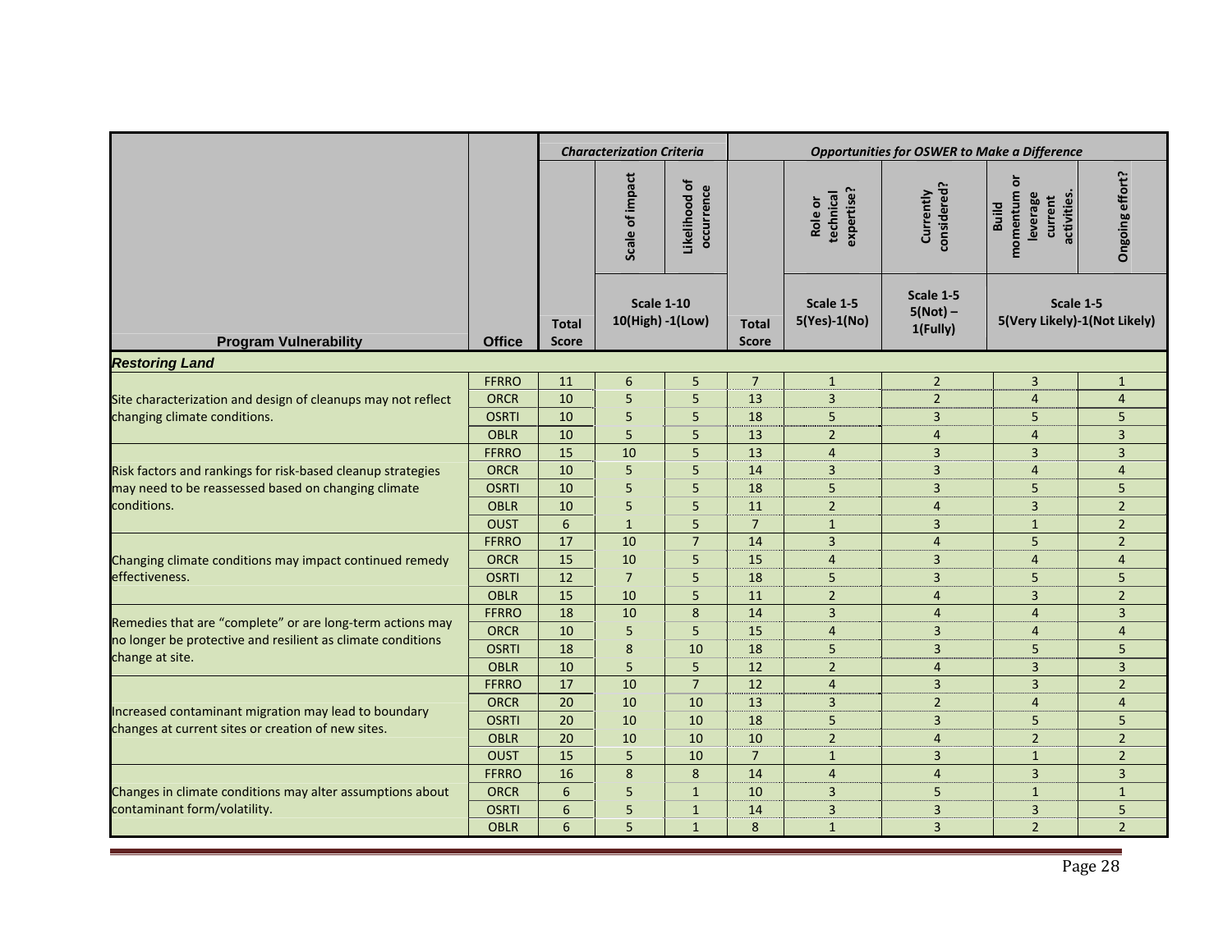| Program Vulnerability | Office | Characterization Criteria | | | Opportunities for OSWER to Make a Difference | | | | |
|---|---|---|---|---|---|---|---|---|---|
| | | Total Score | Scale of impact | Likelihood of occurrence | Total Score | Role or technical expertise? | Currently considered? | Build momentum or leverage current activities. | Ongoing effort? |
| | | | Scale 1-10 10(High) -1(Low) | | | Scale 1-5 5(Yes)-1(No) | Scale 1-5 5(Not) – 1(Fully) | Scale 1-5 5(Very Likely)-1(Not Likely) | |
| ***Restoring Land*** | | | | | | | | | |
| Site characterization and design of cleanups may not reflect changing climate conditions. | FFRRO | 11 | 6 | 5 | 7 | 1 | 2 | 3 | 1 |
| | ORCR | 10 | 5 | 5 | 13 | 3 | 2 | 4 | 4 |
| | OSRTI | 10 | 5 | 5 | 18 | 5 | 3 | 5 | 5 |
| | OBLR | 10 | 5 | 5 | 13 | 2 | 4 | 4 | 3 |
| Risk factors and rankings for risk-based cleanup strategies may need to be reassessed based on changing climate conditions. | FFRRO | 15 | 10 | 5 | 13 | 4 | 3 | 3 | 3 |
| | ORCR | 10 | 5 | 5 | 14 | 3 | 3 | 4 | 4 |
| | OSRTI | 10 | 5 | 5 | 18 | 5 | 3 | 5 | 5 |
| | OBLR | 10 | 5 | 5 | 11 | 2 | 4 | 3 | 2 |
| | OUST | 6 | 1 | 5 | 7 | 1 | 3 | 1 | 2 |
| Changing climate conditions may impact continued remedy effectiveness. | FFRRO | 17 | 10 | 7 | 14 | 3 | 4 | 5 | 2 |
| | ORCR | 15 | 10 | 5 | 15 | 4 | 3 | 4 | 4 |
| | OSRTI | 12 | 7 | 5 | 18 | 5 | 3 | 5 | 5 |
| | OBLR | 15 | 10 | 5 | 11 | 2 | 4 | 3 | 2 |
| Remedies that are "complete" or are long-term actions may no longer be protective and resilient as climate conditions change at site. | FFRRO | 18 | 10 | 8 | 14 | 3 | 4 | 4 | 3 |
| | ORCR | 10 | 5 | 5 | 15 | 4 | 3 | 4 | 4 |
| | OSRTI | 18 | 8 | 10 | 18 | 5 | 3 | 5 | 5 |
| | OBLR | 10 | 5 | 5 | 12 | 2 | 4 | 3 | 3 |
| Increased contaminant migration may lead to boundary changes at current sites or creation of new sites. | FFRRO | 17 | 10 | 7 | 12 | 4 | 3 | 3 | 2 |
| | ORCR | 20 | 10 | 10 | 13 | 3 | 2 | 4 | 4 |
| | OSRTI | 20 | 10 | 10 | 18 | 5 | 3 | 5 | 5 |
| | OBLR | 20 | 10 | 10 | 10 | 2 | 4 | 2 | 2 |
| | OUST | 15 | 5 | 10 | 7 | 1 | 3 | 1 | 2 |
| Changes in climate conditions may alter assumptions about contaminant form/volatility. | FFRRO | 16 | 8 | 8 | 14 | 4 | 4 | 3 | 3 |
| | ORCR | 6 | 5 | 1 | 10 | 3 | 5 | 1 | 1 |
| | OSRTI | 6 | 5 | 1 | 14 | 3 | 3 | 3 | 5 |
| | OBLR | 6 | 5 | 1 | 8 | 1 | 3 | 2 | 2 |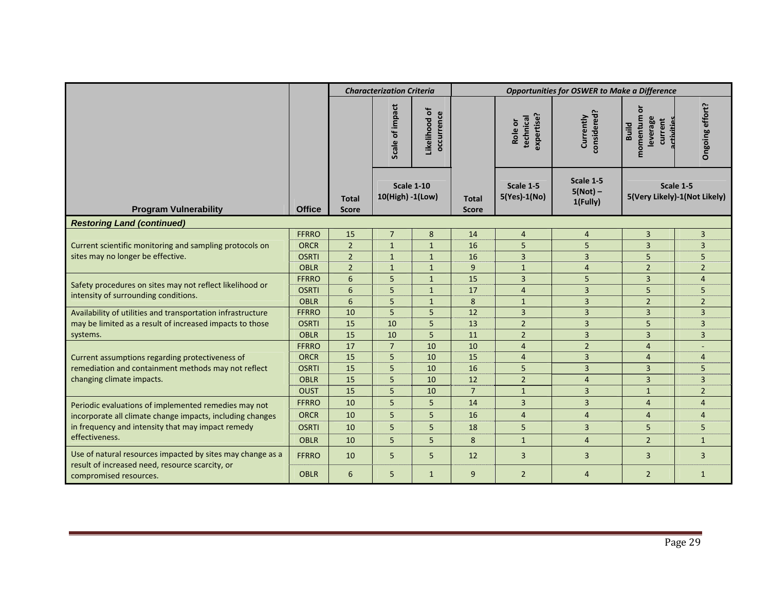| Program Vulnerability | Office | *Characterization Criteria* | | | *Opportunities for OSWER to Make a Difference* | | | | |
|---|---|---|---|---|---|---|---|---|---|
| | | Total Score | Scale of impact | Likelihood of occurrence | Total Score | Role or technical expertise? | Currently considered? | Build momentum or leverage current activities | Ongoing effort? |
| | | | Scale 1-10 10(High) -1(Low) | | | Scale 1-5 5(Yes)-1(No) | Scale 1-5 5(Not) – 1(Fully) | Scale 1-5 5(Very Likely)-1(Not Likely) | |
| ***Restoring Land (continued)*** | | | | | | | | | |
| Current scientific monitoring and sampling protocols on sites may no longer be effective. | FFRRO | 15 | 7 | 8 | 14 | 4 | 4 | 3 | 3 |
| | ORCR | 2 | 1 | 1 | 16 | 5 | 5 | 3 | 3 |
| | OSRTI | 2 | 1 | 1 | 16 | 3 | 3 | 5 | 5 |
| | OBLR | 2 | 1 | 1 | 9 | 1 | 4 | 2 | 2 |
| Safety procedures on sites may not reflect likelihood or intensity of surrounding conditions. | FFRRO | 6 | 5 | 1 | 15 | 3 | 5 | 3 | 4 |
| | OSRTI | 6 | 5 | 1 | 17 | 4 | 3 | 5 | 5 |
| | OBLR | 6 | 5 | 1 | 8 | 1 | 3 | 2 | 2 |
| Availability of utilities and transportation infrastructure may be limited as a result of increased impacts to those systems. | FFRRO | 10 | 5 | 5 | 12 | 3 | 3 | 3 | 3 |
| | OSRTI | 15 | 10 | 5 | 13 | 2 | 3 | 5 | 3 |
| | OBLR | 15 | 10 | 5 | 11 | 2 | 3 | 3 | 3 |
| Current assumptions regarding protectiveness of remediation and containment methods may not reflect changing climate impacts. | FFRRO | 17 | 7 | 10 | 10 | 4 | 2 | 4 | - |
| | ORCR | 15 | 5 | 10 | 15 | 4 | 3 | 4 | 4 |
| | OSRTI | 15 | 5 | 10 | 16 | 5 | 3 | 3 | 5 |
| | OBLR | 15 | 5 | 10 | 12 | 2 | 4 | 3 | 3 |
| | OUST | 15 | 5 | 10 | 7 | 1 | 3 | 1 | 2 |
| Periodic evaluations of implemented remedies may not incorporate all climate change impacts, including changes in frequency and intensity that may impact remedy effectiveness. | FFRRO | 10 | 5 | 5 | 14 | 3 | 3 | 4 | 4 |
| | ORCR | 10 | 5 | 5 | 16 | 4 | 4 | 4 | 4 |
| | OSRTI | 10 | 5 | 5 | 18 | 5 | 3 | 5 | 5 |
| | OBLR | 10 | 5 | 5 | 8 | 1 | 4 | 2 | 1 |
| Use of natural resources impacted by sites may change as a result of increased need, resource scarcity, or compromised resources. | FFRRO | 10 | 5 | 5 | 12 | 3 | 3 | 3 | 3 |
| | OBLR | 6 | 5 | 1 | 9 | 2 | 4 | 2 | 1 |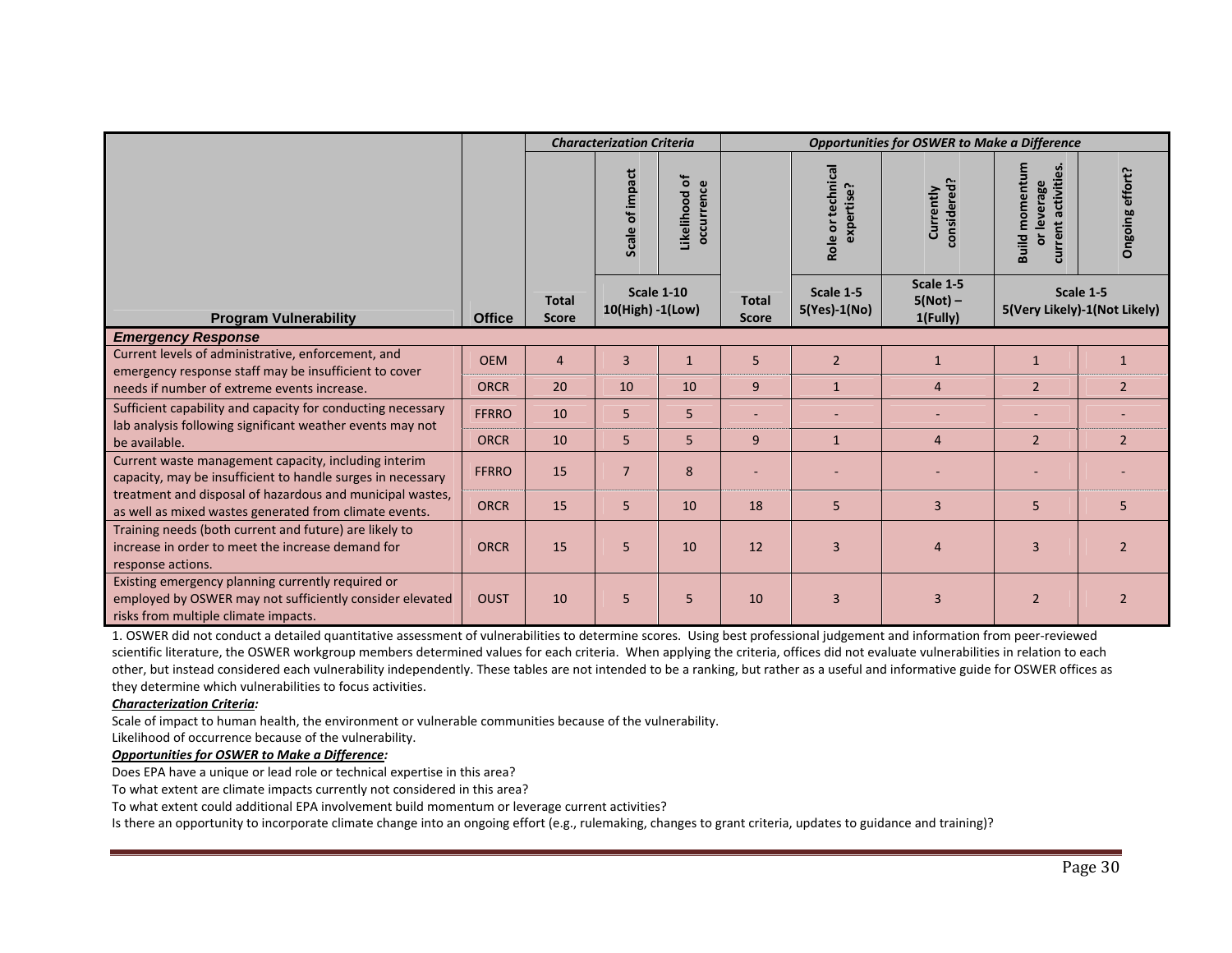| Program Vulnerability | Office | *Characterization Criteria* | | | *Opportunities for OSWER to Make a Difference* | | | | |
|---|---|---|---|---|---|---|---|---|---|
| | | | Scale of impact | Likelihood of occurrence | | Role or technical expertise? | Currently considered? | Build momentum or leverage current activities. | Ongoing effort? |
| | | Total Score | Scale 1-10 10(High) -1(Low) | | Total Score | Scale 1-5 5(Yes)-1(No) | Scale 1-5 5(Not) – 1(Fully) | Scale 1-5 5(Very Likely)-1(Not Likely) | |
| ***Emergency Response*** | | | | | | | | | |
| Current levels of administrative, enforcement, and emergency response staff may be insufficient to cover needs if number of extreme events increase. | OEM | 4 | 3 | 1 | 5 | 2 | 1 | 1 | 1 |
| | ORCR | 20 | 10 | 10 | 9 | 1 | 4 | 2 | 2 |
| Sufficient capability and capacity for conducting necessary lab analysis following significant weather events may not be available. | FFRRO | 10 | 5 | 5 | - | - | - | - | - |
| | ORCR | 10 | 5 | 5 | 9 | 1 | 4 | 2 | 2 |
| Current waste management capacity, including interim capacity, may be insufficient to handle surges in necessary treatment and disposal of hazardous and municipal wastes, as well as mixed wastes generated from climate events. | FFRRO | 15 | 7 | 8 | - | - | - | - | - |
| | ORCR | 15 | 5 | 10 | 18 | 5 | 3 | 5 | 5 |
| Training needs (both current and future) are likely to increase in order to meet the increase demand for response actions. | ORCR | 15 | 5 | 10 | 12 | 3 | 4 | 3 | 2 |
| Existing emergency planning currently required or employed by OSWER may not sufficiently consider elevated risks from multiple climate impacts. | OUST | 10 | 5 | 5 | 10 | 3 | 3 | 2 | 2 |

1. OSWER did not conduct a detailed quantitative assessment of vulnerabilities to determine scores. Using best professional judgement and information from peer-reviewed scientific literature, the OSWER workgroup members determined values for each criteria. When applying the criteria, offices did not evaluate vulnerabilities in relation to each other, but instead considered each vulnerability independently. These tables are not intended to be a ranking, but rather as a useful and informative guide for OSWER offices as they determine which vulnerabilities to focus activities.

***Characterization Criteria:***

Scale of impact to human health, the environment or vulnerable communities because of the vulnerability.

Likelihood of occurrence because of the vulnerability.

***Opportunities for OSWER to Make a Difference:***

Does EPA have a unique or lead role or technical expertise in this area?

To what extent are climate impacts currently not considered in this area?

To what extent could additional EPA involvement build momentum or leverage current activities?

Is there an opportunity to incorporate climate change into an ongoing effort (e.g., rulemaking, changes to grant criteria, updates to guidance and training)?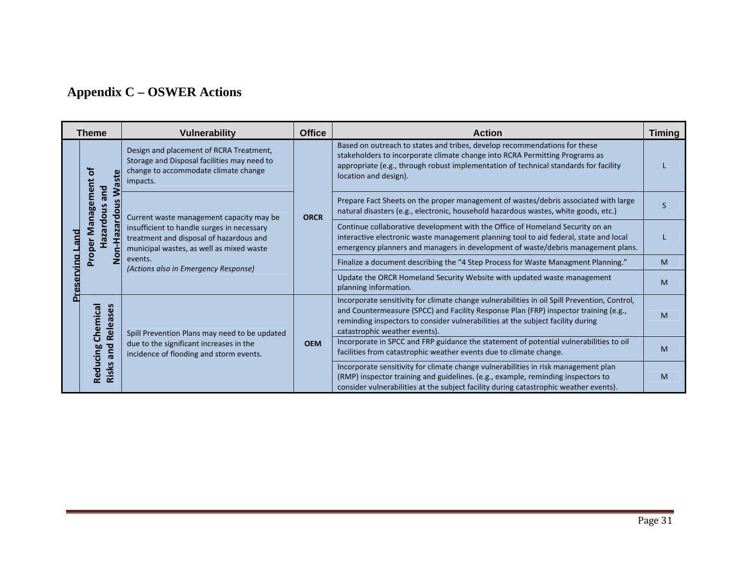## Appendix C – OSWER Actions

| Theme | | Vulnerability | Office | Action | Timing |
|---|---|---|---|---|---|
| Preserving Land | Proper Management of Hazardous and Non-Hazardous Waste | Design and placement of RCRA Treatment, Storage and Disposal facilities may need to change to accommodate climate change impacts. | ORCR | Based on outreach to states and tribes, develop recommendations for these stakeholders to incorporate climate change into RCRA Permitting Programs as appropriate (e.g., through robust implementation of technical standards for facility location and design). | L |
| | | Current waste management capacity may be insufficient to handle surges in necessary treatment and disposal of hazardous and municipal wastes, as well as mixed waste events. *(Actions also in Emergency Response)* | | Prepare Fact Sheets on the proper management of wastes/debris associated with large natural disasters (e.g., electronic, household hazardous wastes, white goods, etc.) | S |
| | | | | Continue collaborative development with the Office of Homeland Security on an interactive electronic waste management planning tool to aid federal, state and local emergency planners and managers in development of waste/debris management plans. | L |
| | | | | Finalize a document describing the "4 Step Process for Waste Managment Planning." | M |
| | | | | Update the ORCR Homeland Security Website with updated waste management planning information. | M |
| | Reducing Chemical Risks and Releases | Spill Prevention Plans may need to be updated due to the significant increases in the incidence of flooding and storm events. | OEM | Incorporate sensitivity for climate change vulnerabilities in oil Spill Prevention, Control, and Countermeasure (SPCC) and Facility Response Plan (FRP) inspector training (e.g., reminding inspectors to consider vulnerabilities at the subject facility during catastrophic weather events). | M |
| | | | | Incorporate in SPCC and FRP guidance the statement of potential vulnerabilities to oil facilities from catastrophic weather events due to climate change. | M |
| | | | | Incorporate sensitivity for climate change vulnerabilities in risk management plan (RMP) inspector training and guidelines. (e.g., example, reminding inspectors to consider vulnerabilities at the subject facility during catastrophic weather events). | M |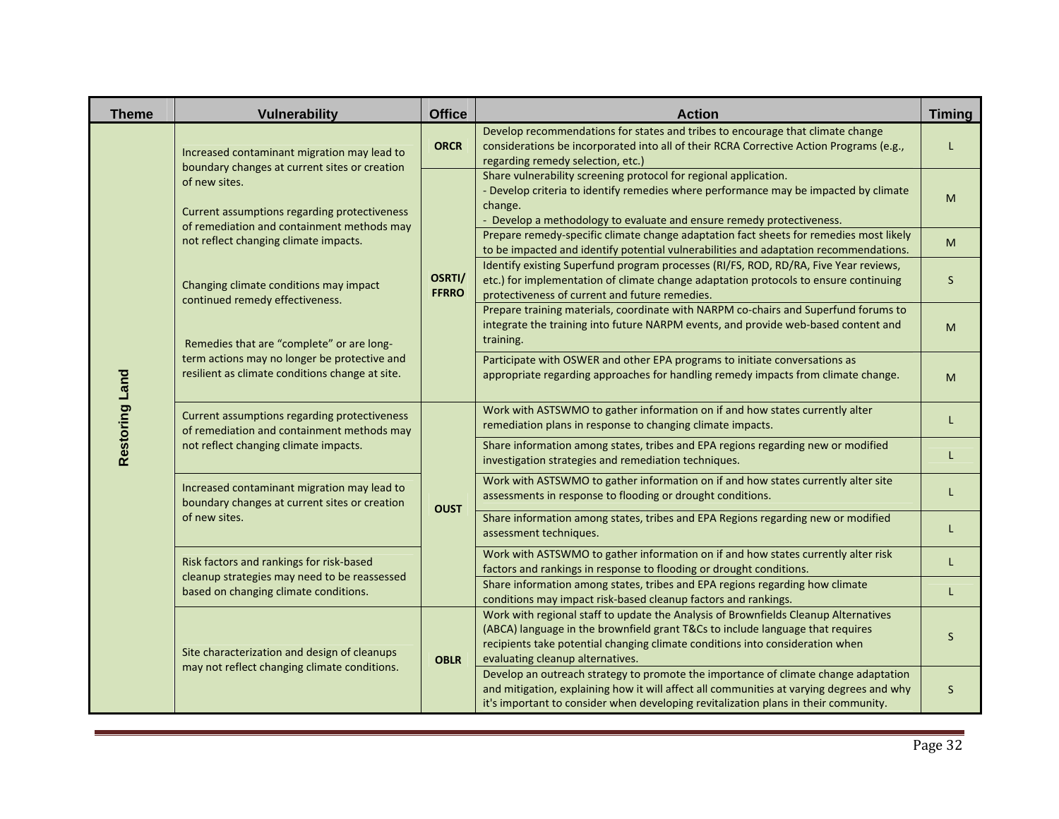| Theme | Vulnerability | Office | Action | Timing |
|---|---|---|---|---|
| Restoring Land | Increased contaminant migration may lead to boundary changes at current sites or creation of new sites. Current assumptions regarding protectiveness of remediation and containment methods may not reflect changing climate impacts. Changing climate conditions may impact continued remedy effectiveness. Remedies that are "complete" or are long-term actions may no longer be protective and resilient as climate conditions change at site. | ORCR | Develop recommendations for states and tribes to encourage that climate change considerations be incorporated into all of their RCRA Corrective Action Programs (e.g., regarding remedy selection, etc.) | L |
| | | OSRTI/ FFRRO | Share vulnerability screening protocol for regional application. - Develop criteria to identify remedies where performance may be impacted by climate change. - Develop a methodology to evaluate and ensure remedy protectiveness. | M |
| | | | Prepare remedy-specific climate change adaptation fact sheets for remedies most likely to be impacted and identify potential vulnerabilities and adaptation recommendations. | M |
| | | | Identify existing Superfund program processes (RI/FS, ROD, RD/RA, Five Year reviews, etc.) for implementation of climate change adaptation protocols to ensure continuing protectiveness of current and future remedies. | S |
| | | | Prepare training materials, coordinate with NARPM co-chairs and Superfund forums to integrate the training into future NARPM events, and provide web-based content and training. | M |
| | | | Participate with OSWER and other EPA programs to initiate conversations as appropriate regarding approaches for handling remedy impacts from climate change. | M |
| | Current assumptions regarding protectiveness of remediation and containment methods may not reflect changing climate impacts. | OUST | Work with ASTSWMO to gather information on if and how states currently alter remediation plans in response to changing climate impacts. | L |
| | | | Share information among states, tribes and EPA regions regarding new or modified investigation strategies and remediation techniques. | L |
| | Increased contaminant migration may lead to boundary changes at current sites or creation of new sites. | | Work with ASTSWMO to gather information on if and how states currently alter site assessments in response to flooding or drought conditions. | L |
| | | | Share information among states, tribes and EPA Regions regarding new or modified assessment techniques. | L |
| | Risk factors and rankings for risk-based cleanup strategies may need to be reassessed based on changing climate conditions. | | Work with ASTSWMO to gather information on if and how states currently alter risk factors and rankings in response to flooding or drought conditions. | L |
| | | | Share information among states, tribes and EPA regions regarding how climate conditions may impact risk-based cleanup factors and rankings. | L |
| | Site characterization and design of cleanups may not reflect changing climate conditions. | OBLR | Work with regional staff to update the Analysis of Brownfields Cleanup Alternatives (ABCA) language in the brownfield grant T&Cs to include language that requires recipients take potential changing climate conditions into consideration when evaluating cleanup alternatives. | S |
| | | | Develop an outreach strategy to promote the importance of climate change adaptation and mitigation, explaining how it will affect all communities at varying degrees and why it's important to consider when developing revitalization plans in their community. | S |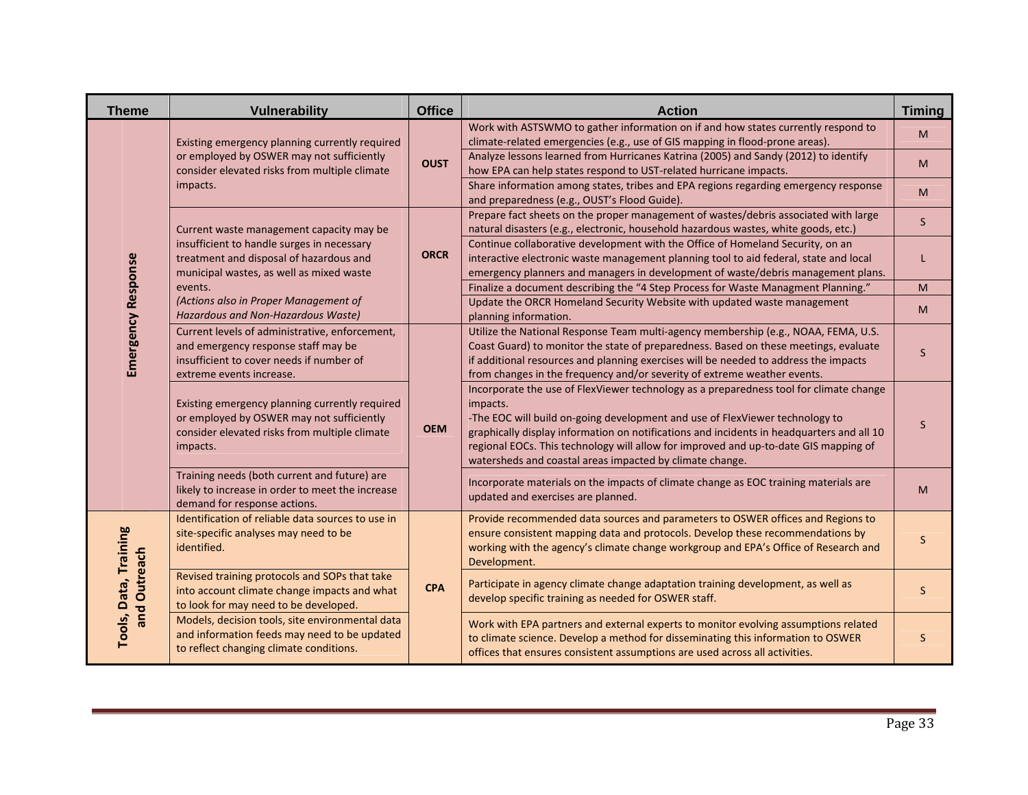| Theme | Vulnerability | Office | Action | Timing |
|---|---|---|---|---|
| Emergency Response | Existing emergency planning currently required or employed by OSWER may not sufficiently consider elevated risks from multiple climate impacts. | OUST | Work with ASTSWMO to gather information on if and how states currently respond to climate-related emergencies (e.g., use of GIS mapping in flood-prone areas). | M |
| | | | Analyze lessons learned from Hurricanes Katrina (2005) and Sandy (2012) to identify how EPA can help states respond to UST-related hurricane impacts. | M |
| | | | Share information among states, tribes and EPA regions regarding emergency response and preparedness (e.g., OUST's Flood Guide). | M |
| | Current waste management capacity may be insufficient to handle surges in necessary treatment and disposal of hazardous and municipal wastes, as well as mixed waste events. *(Actions also in Proper Management of Hazardous and Non-Hazardous Waste)* | ORCR | Prepare fact sheets on the proper management of wastes/debris associated with large natural disasters (e.g., electronic, household hazardous wastes, white goods, etc.) | S |
| | | | Continue collaborative development with the Office of Homeland Security, on an interactive electronic waste management planning tool to aid federal, state and local emergency planners and managers in development of waste/debris management plans. | L |
| | | | Finalize a document describing the "4 Step Process for Waste Managment Planning." | M |
| | | | Update the ORCR Homeland Security Website with updated waste management planning information. | M |
| | Current levels of administrative, enforcement, and emergency response staff may be insufficient to cover needs if number of extreme events increase. | OEM | Utilize the National Response Team multi-agency membership (e.g., NOAA, FEMA, U.S. Coast Guard) to monitor the state of preparedness. Based on these meetings, evaluate if additional resources and planning exercises will be needed to address the impacts from changes in the frequency and/or severity of extreme weather events. | S |
| | Existing emergency planning currently required or employed by OSWER may not sufficiently consider elevated risks from multiple climate impacts. | | Incorporate the use of FlexViewer technology as a preparedness tool for climate change impacts.<br>-The EOC will build on-going development and use of FlexViewer technology to graphically display information on notifications and incidents in headquarters and all 10 regional EOCs. This technology will allow for improved and up-to-date GIS mapping of watersheds and coastal areas impacted by climate change. | S |
| | Training needs (both current and future) are likely to increase in order to meet the increase demand for response actions. | | Incorporate materials on the impacts of climate change as EOC training materials are updated and exercises are planned. | M |
| Tools, Data, Training and Outreach | Identification of reliable data sources to use in site-specific analyses may need to be identified. | CPA | Provide recommended data sources and parameters to OSWER offices and Regions to ensure consistent mapping data and protocols. Develop these recommendations by working with the agency's climate change workgroup and EPA's Office of Research and Development. | S |
| | Revised training protocols and SOPs that take into account climate change impacts and what to look for may need to be developed. | | Participate in agency climate change adaptation training development, as well as develop specific training as needed for OSWER staff. | S |
| | Models, decision tools, site environmental data and information feeds may need to be updated to reflect changing climate conditions. | | Work with EPA partners and external experts to monitor evolving assumptions related to climate science. Develop a method for disseminating this information to OSWER offices that ensures consistent assumptions are used across all activities. | S |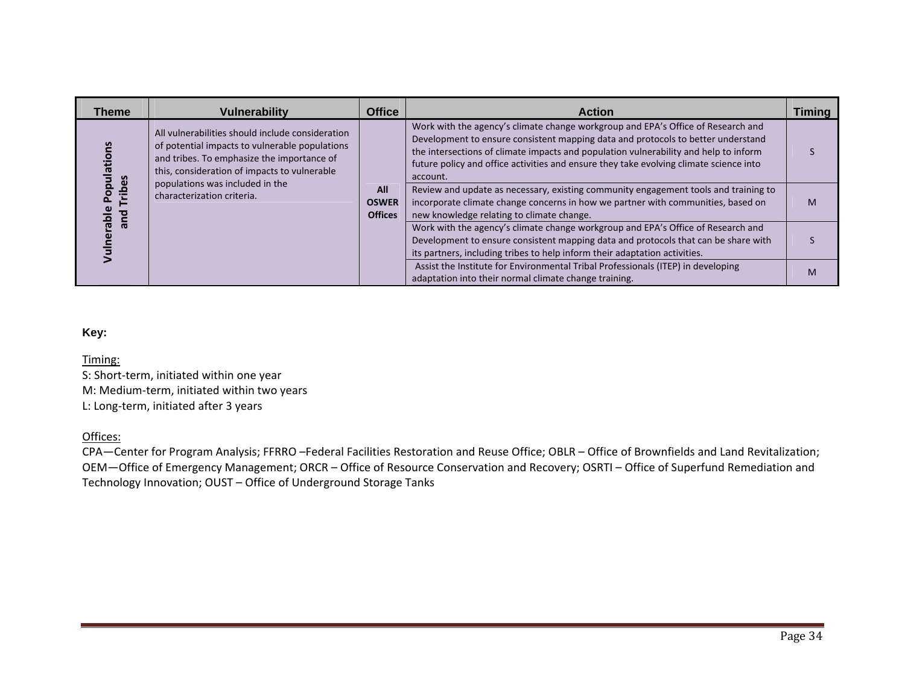| Theme | Vulnerability | Office | Action | Timing |
|---|---|---|---|---|
| Vulnerable Populations and Tribes | All vulnerabilities should include consideration of potential impacts to vulnerable populations and tribes. To emphasize the importance of this, consideration of impacts to vulnerable populations was included in the characterization criteria. | All OSWER Offices | Work with the agency's climate change workgroup and EPA's Office of Research and Development to ensure consistent mapping data and protocols to better understand the intersections of climate impacts and population vulnerability and help to inform future policy and office activities and ensure they take evolving climate science into account. | S |
| | | | Review and update as necessary, existing community engagement tools and training to incorporate climate change concerns in how we partner with communities, based on new knowledge relating to climate change. | M |
| | | | Work with the agency's climate change workgroup and EPA's Office of Research and Development to ensure consistent mapping data and protocols that can be share with its partners, including tribes to help inform their adaptation activities. | S |
| | | | Assist the Institute for Environmental Tribal Professionals (ITEP) in developing adaptation into their normal climate change training. | M |

**Key:**

Timing:
S: Short-term, initiated within one year
M: Medium-term, initiated within two years
L: Long-term, initiated after 3 years

Offices:
CPA—Center for Program Analysis; FFRRO –Federal Facilities Restoration and Reuse Office; OBLR – Office of Brownfields and Land Revitalization; OEM—Office of Emergency Management; ORCR – Office of Resource Conservation and Recovery; OSRTI – Office of Superfund Remediation and Technology Innovation; OUST – Office of Underground Storage Tanks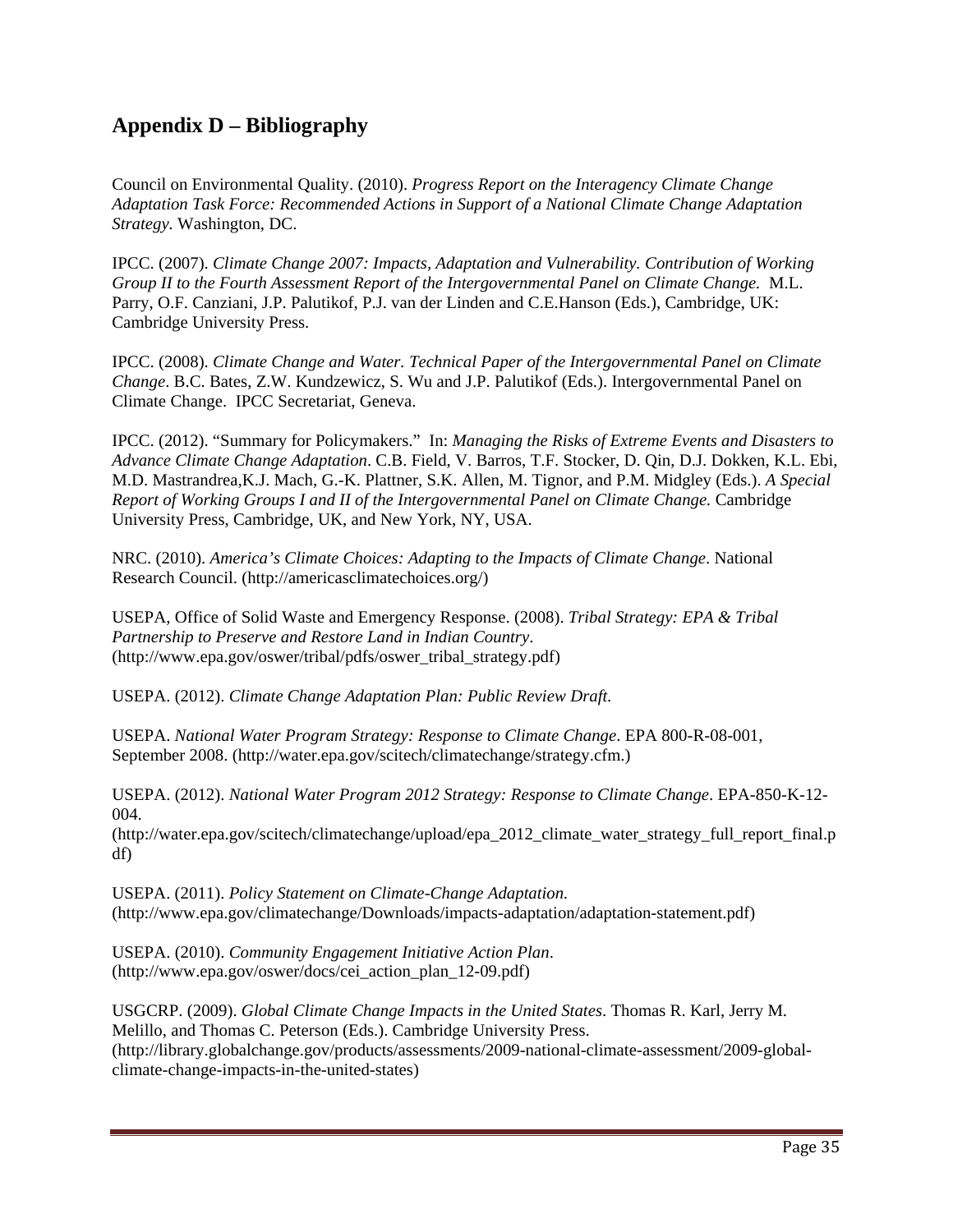## Appendix D – Bibliography

Council on Environmental Quality. (2010). *Progress Report on the Interagency Climate Change Adaptation Task Force: Recommended Actions in Support of a National Climate Change Adaptation Strategy.* Washington, DC.

IPCC. (2007). *Climate Change 2007: Impacts, Adaptation and Vulnerability. Contribution of Working Group II to the Fourth Assessment Report of the Intergovernmental Panel on Climate Change.* M.L. Parry, O.F. Canziani, J.P. Palutikof, P.J. van der Linden and C.E.Hanson (Eds.), Cambridge, UK: Cambridge University Press.

IPCC. (2008). *Climate Change and Water. Technical Paper of the Intergovernmental Panel on Climate Change*. B.C. Bates, Z.W. Kundzewicz, S. Wu and J.P. Palutikof (Eds.). Intergovernmental Panel on Climate Change. IPCC Secretariat, Geneva.

IPCC. (2012). "Summary for Policymakers." In: *Managing the Risks of Extreme Events and Disasters to Advance Climate Change Adaptation*. C.B. Field, V. Barros, T.F. Stocker, D. Qin, D.J. Dokken, K.L. Ebi, M.D. Mastrandrea,K.J. Mach, G.-K. Plattner, S.K. Allen, M. Tignor, and P.M. Midgley (Eds.). *A Special Report of Working Groups I and II of the Intergovernmental Panel on Climate Change.* Cambridge University Press, Cambridge, UK, and New York, NY, USA.

NRC. (2010). *America's Climate Choices: Adapting to the Impacts of Climate Change*. National Research Council. (http://americasclimatechoices.org/)

USEPA, Office of Solid Waste and Emergency Response. (2008). *Tribal Strategy: EPA & Tribal Partnership to Preserve and Restore Land in Indian Country*. (http://www.epa.gov/oswer/tribal/pdfs/oswer_tribal_strategy.pdf)

USEPA. (2012). *Climate Change Adaptation Plan: Public Review Draft.*

USEPA. *National Water Program Strategy: Response to Climate Change*. EPA 800-R-08-001, September 2008. (http://water.epa.gov/scitech/climatechange/strategy.cfm.)

USEPA. (2012). *National Water Program 2012 Strategy: Response to Climate Change*. EPA-850-K-12-004. (http://water.epa.gov/scitech/climatechange/upload/epa_2012_climate_water_strategy_full_report_final.pdf)

USEPA. (2011). *Policy Statement on Climate-Change Adaptation.* (http://www.epa.gov/climatechange/Downloads/impacts-adaptation/adaptation-statement.pdf)

USEPA. (2010). *Community Engagement Initiative Action Plan*. (http://www.epa.gov/oswer/docs/cei_action_plan_12-09.pdf)

USGCRP. (2009). *Global Climate Change Impacts in the United States*. Thomas R. Karl, Jerry M. Melillo, and Thomas C. Peterson (Eds.). Cambridge University Press. (http://library.globalchange.gov/products/assessments/2009-national-climate-assessment/2009-global-climate-change-impacts-in-the-united-states)